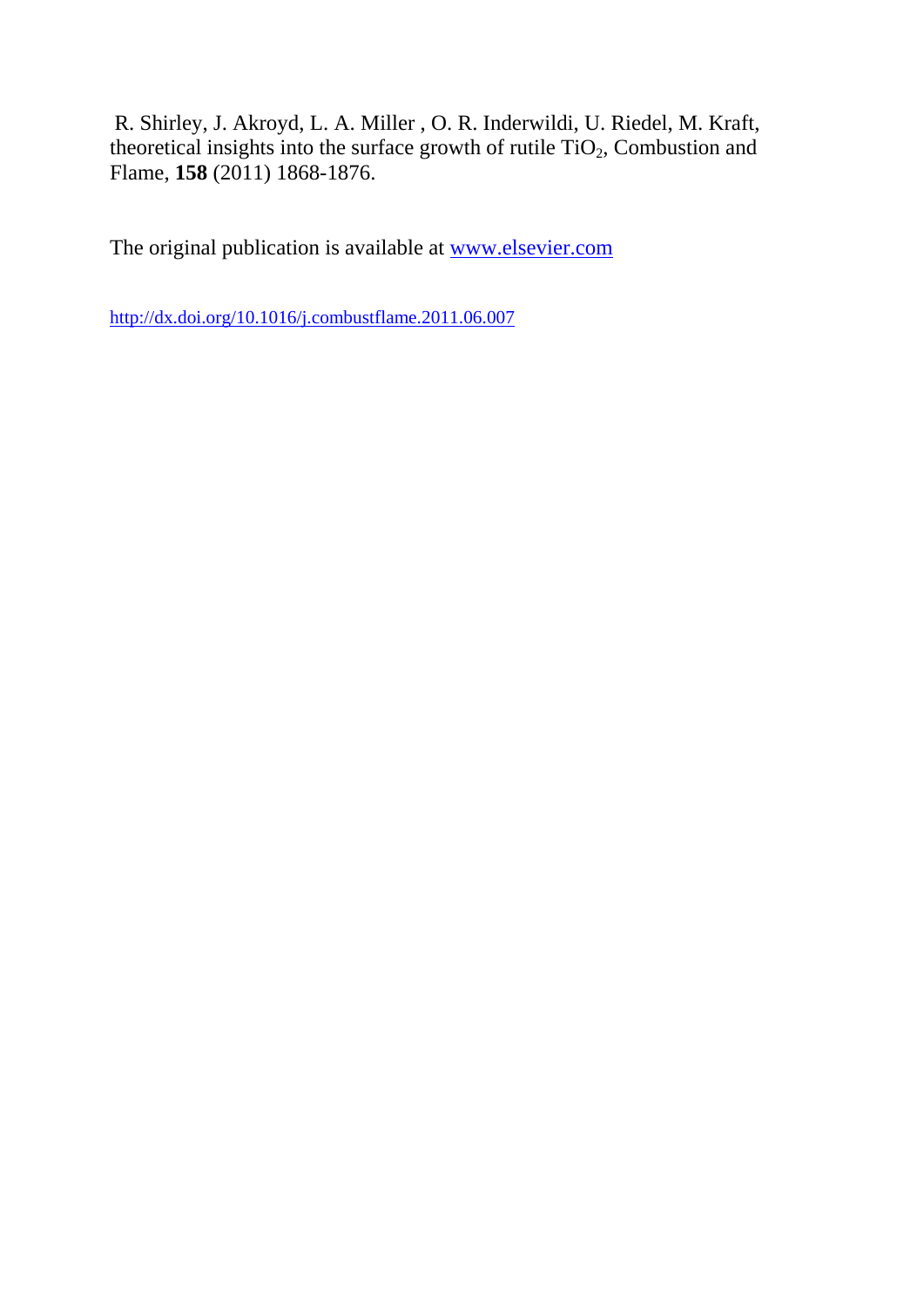R. Shirley, J. Akroyd, L. A. Miller , O. R. Inderwildi, U. Riedel, M. Kraft, theoretical insights into the surface growth of rutile $TiO_2$, Combustion and Flame, **158** (2011) 1868-1876.

The original publication is available at [www.elsevier.com](http://www.elsevier.com)

[http://dx.doi.org/10.1016/j.combustflame.2011.06.007](http://dx.doi.org/10.1016/j.combustflame.2011.06.007)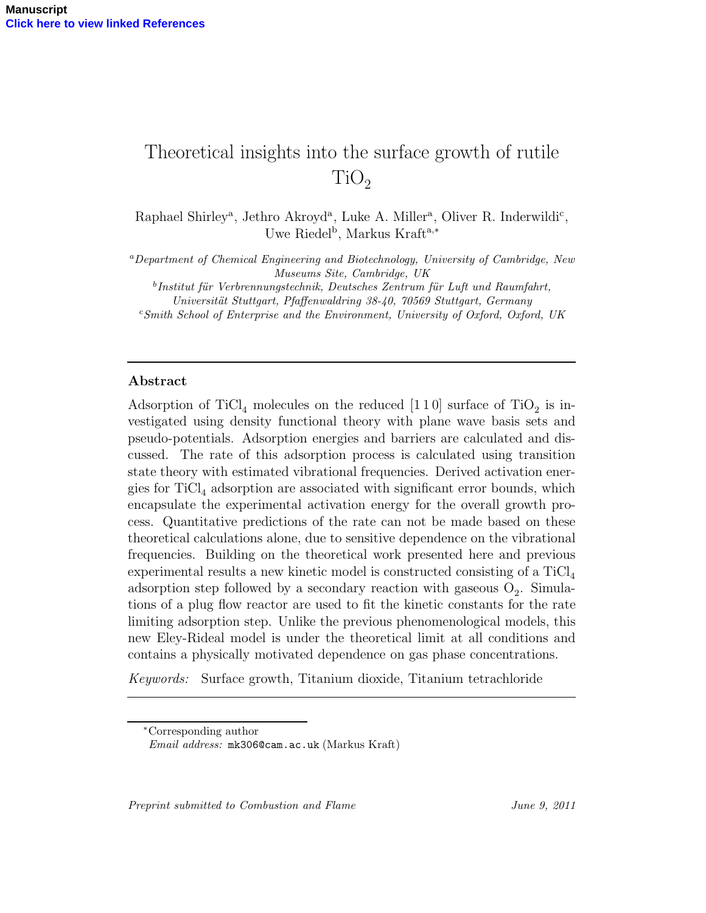# Theoretical insights into the surface growth of rutile $TiO_2$

Raphael Shirley[a], Jethro Akroyd[a], Luke A. Miller[a], Oliver R. Inderwildi[c], Uwe Riedel[b], Markus Kraft[a,*]

[a]*Department of Chemical Engineering and Biotechnology, University of Cambridge, New Museums Site, Cambridge, UK*

[b]*Institut für Verbrennungstechnik, Deutsches Zentrum für Luft und Raumfahrt, Universität Stuttgart, Pfaffenwaldring 38-40, 70569 Stuttgart, Germany*

[c]*Smith School of Enterprise and the Environment, University of Oxford, Oxford, UK*

## Abstract

Adsorption of $TiCl_4$ molecules on the reduced [1 1 0] surface of $TiO_2$ is investigated using density functional theory with plane wave basis sets and pseudo-potentials. Adsorption energies and barriers are calculated and discussed. The rate of this adsorption process is calculated using transition state theory with estimated vibrational frequencies. Derived activation energies for $TiCl_4$ adsorption are associated with significant error bounds, which encapsulate the experimental activation energy for the overall growth process. Quantitative predictions of the rate can not be made based on these theoretical calculations alone, due to sensitive dependence on the vibrational frequencies. Building on the theoretical work presented here and previous experimental results a new kinetic model is constructed consisting of a $TiCl_4$ adsorption step followed by a secondary reaction with gaseous $O_2$. Simulations of a plug flow reactor are used to fit the kinetic constants for the rate limiting adsorption step. Unlike the previous phenomenological models, this new Eley-Rideal model is under the theoretical limit at all conditions and contains a physically motivated dependence on gas phase concentrations.

*Keywords:* Surface growth, Titanium dioxide, Titanium tetrachloride

*Corresponding author
*Email address:* mk306@cam.ac.uk (Markus Kraft)

*Preprint submitted to Combustion and Flame* June 9, 2011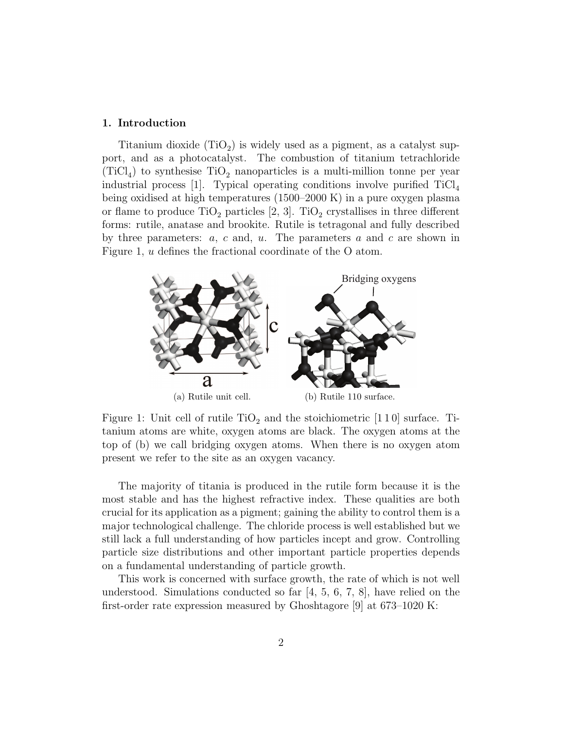## 1. Introduction

Titanium dioxide ($TiO_2$) is widely used as a pigment, as a catalyst support, and as a photocatalyst. The combustion of titanium tetrachloride ($TiCl_4$) to synthesise $TiO_2$ nanoparticles is a multi-million tonne per year industrial process [1]. Typical operating conditions involve purified $TiCl_4$ being oxidised at high temperatures (1500–2000 K) in a pure oxygen plasma or flame to produce $TiO_2$ particles [2, 3]. $TiO_2$ crystallises in three different forms: rutile, anatase and brookite. Rutile is tetragonal and fully described by three parameters: $a$, $c$ and, $u$. The parameters $a$ and $c$ are shown in Figure 1, $u$ defines the fractional coordinate of the O atom.

(a) Rutile unit cell. (b) Rutile 110 surface.

Figure 1: Unit cell of rutile $TiO_2$ and the stoichiometric [1 1 0] surface. Titanium atoms are white, oxygen atoms are black. The oxygen atoms at the top of (b) we call bridging oxygen atoms. When there is no oxygen atom present we refer to the site as an oxygen vacancy.

The majority of titania is produced in the rutile form because it is the most stable and has the highest refractive index. These qualities are both crucial for its application as a pigment; gaining the ability to control them is a major technological challenge. The chloride process is well established but we still lack a full understanding of how particles incept and grow. Controlling particle size distributions and other important particle properties depends on a fundamental understanding of particle growth.

This work is concerned with surface growth, the rate of which is not well understood. Simulations conducted so far [4, 5, 6, 7, 8], have relied on the first-order rate expression measured by Ghoshtagore [9] at 673–1020 K: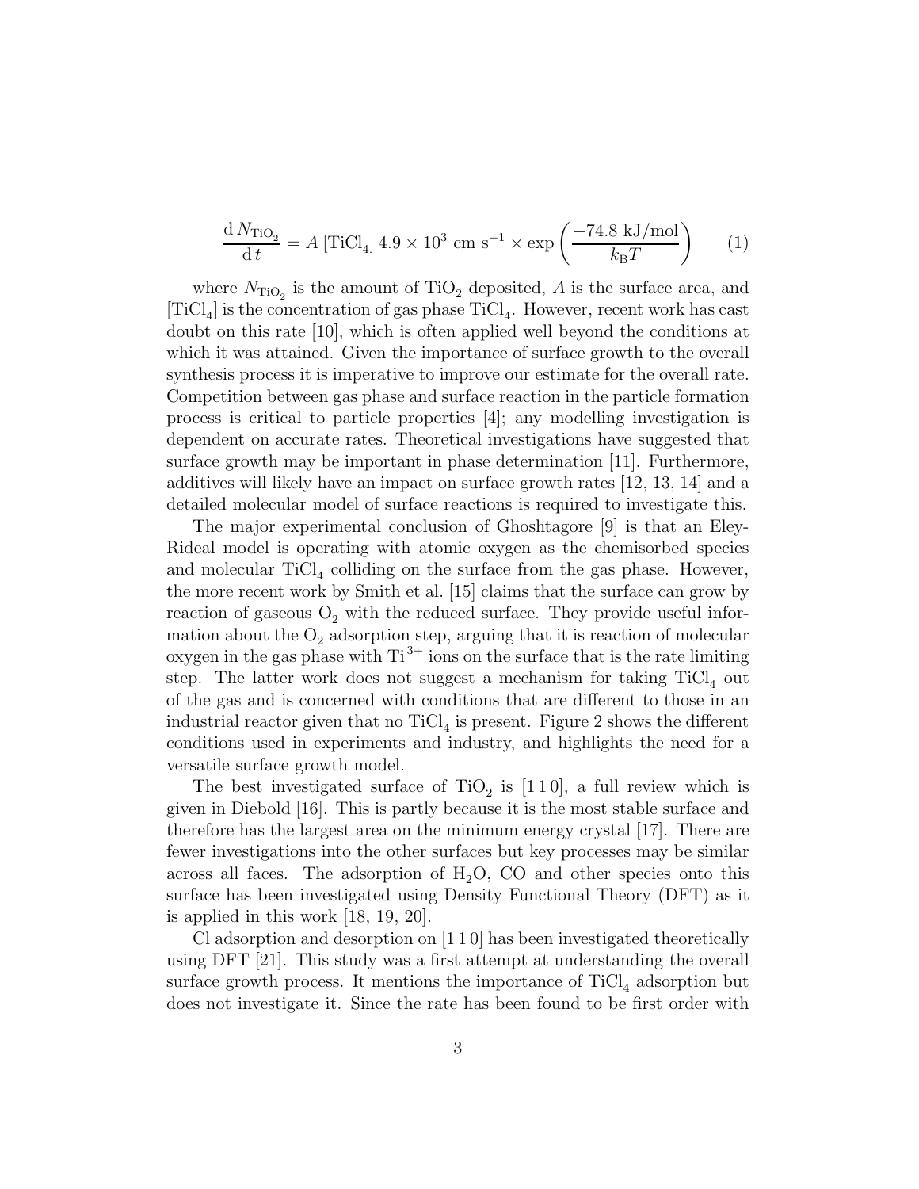$$\frac{\mathrm{d}\, N_{\mathrm{TiO_2}}}{\mathrm{d}\, t} = A\, [\mathrm{TiCl_4}]\, 4.9 \times 10^3 \text{ cm s}^{-1} \times \exp\left(\frac{-74.8 \text{ kJ/mol}}{k_{\mathrm{B}} T}\right) \qquad (1)$$

where $N_{\mathrm{TiO_2}}$ is the amount of $TiO_2$ deposited, $A$ is the surface area, and $[\mathrm{TiCl_4}]$ is the concentration of gas phase $TiCl_4$. However, recent work has cast doubt on this rate [10], which is often applied well beyond the conditions at which it was attained. Given the importance of surface growth to the overall synthesis process it is imperative to improve our estimate for the overall rate. Competition between gas phase and surface reaction in the particle formation process is critical to particle properties [4]; any modelling investigation is dependent on accurate rates. Theoretical investigations have suggested that surface growth may be important in phase determination [11]. Furthermore, additives will likely have an impact on surface growth rates [12, 13, 14] and a detailed molecular model of surface reactions is required to investigate this.

The major experimental conclusion of Ghoshtagore [9] is that an Eley-Rideal model is operating with atomic oxygen as the chemisorbed species and molecular $TiCl_4$ colliding on the surface from the gas phase. However, the more recent work by Smith et al. [15] claims that the surface can grow by reaction of gaseous $O_2$ with the reduced surface. They provide useful information about the $O_2$ adsorption step, arguing that it is reaction of molecular oxygen in the gas phase with $Ti^{3+}$ ions on the surface that is the rate limiting step. The latter work does not suggest a mechanism for taking $TiCl_4$ out of the gas and is concerned with conditions that are different to those in an industrial reactor given that no $TiCl_4$ is present. Figure 2 shows the different conditions used in experiments and industry, and highlights the need for a versatile surface growth model.

The best investigated surface of $TiO_2$ is [1 1 0], a full review which is given in Diebold [16]. This is partly because it is the most stable surface and therefore has the largest area on the minimum energy crystal [17]. There are fewer investigations into the other surfaces but key processes may be similar across all faces. The adsorption of $H_2O$, CO and other species onto this surface has been investigated using Density Functional Theory (DFT) as it is applied in this work [18, 19, 20].

Cl adsorption and desorption on [1 1 0] has been investigated theoretically using DFT [21]. This study was a first attempt at understanding the overall surface growth process. It mentions the importance of $TiCl_4$ adsorption but does not investigate it. Since the rate has been found to be first order with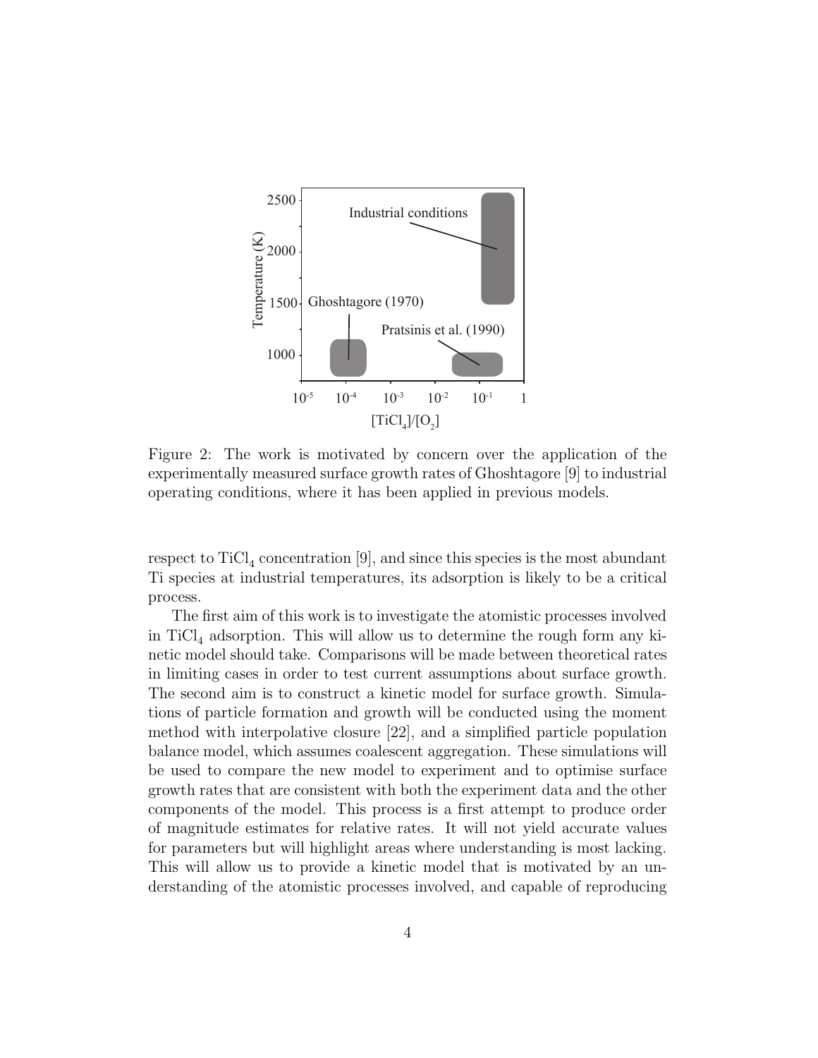Figure 2: The work is motivated by concern over the application of the experimentally measured surface growth rates of Ghoshtagore [9] to industrial operating conditions, where it has been applied in previous models.

respect to $TiCl_4$ concentration [9], and since this species is the most abundant Ti species at industrial temperatures, its adsorption is likely to be a critical process.

The first aim of this work is to investigate the atomistic processes involved in $TiCl_4$ adsorption. This will allow us to determine the rough form any kinetic model should take. Comparisons will be made between theoretical rates in limiting cases in order to test current assumptions about surface growth. The second aim is to construct a kinetic model for surface growth. Simulations of particle formation and growth will be conducted using the moment method with interpolative closure [22], and a simplified particle population balance model, which assumes coalescent aggregation. These simulations will be used to compare the new model to experiment and to optimise surface growth rates that are consistent with both the experiment data and the other components of the model. This process is a first attempt to produce order of magnitude estimates for relative rates. It will not yield accurate values for parameters but will highlight areas where understanding is most lacking. This will allow us to provide a kinetic model that is motivated by an understanding of the atomistic processes involved, and capable of reproducing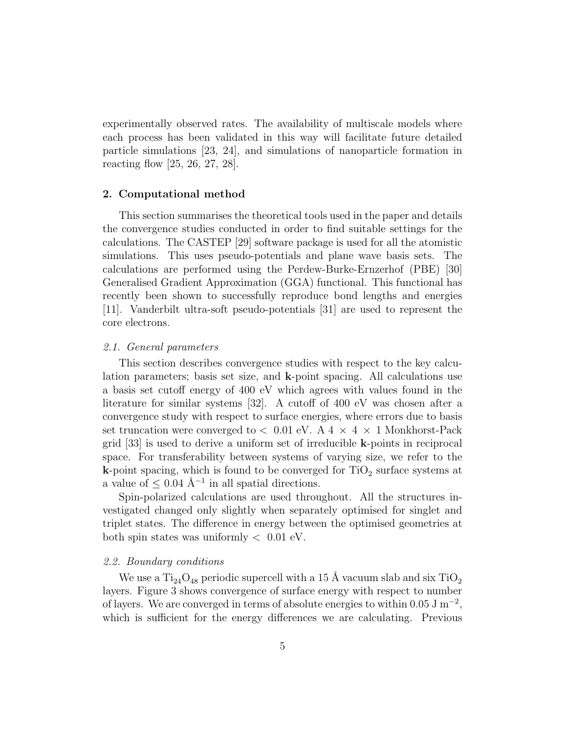experimentally observed rates. The availability of multiscale models where each process has been validated in this way will facilitate future detailed particle simulations [23, 24], and simulations of nanoparticle formation in reacting flow [25, 26, 27, 28].

## 2. Computational method

This section summarises the theoretical tools used in the paper and details the convergence studies conducted in order to find suitable settings for the calculations. The CASTEP [29] software package is used for all the atomistic simulations. This uses pseudo-potentials and plane wave basis sets. The calculations are performed using the Perdew-Burke-Ernzerhof (PBE) [30] Generalised Gradient Approximation (GGA) functional. This functional has recently been shown to successfully reproduce bond lengths and energies [11]. Vanderbilt ultra-soft pseudo-potentials [31] are used to represent the core electrons.

### *2.1. General parameters*

This section describes convergence studies with respect to the key calculation parameters; basis set size, and **k**-point spacing. All calculations use a basis set cutoff energy of 400 eV which agrees with values found in the literature for similar systems [32]. A cutoff of 400 eV was chosen after a convergence study with respect to surface energies, where errors due to basis set truncation were converged to $<$ 0.01 eV. A $4 \times 4 \times 1$ Monkhorst-Pack grid [33] is used to derive a uniform set of irreducible **k**-points in reciprocal space. For transferability between systems of varying size, we refer to the **k**-point spacing, which is found to be converged for $TiO_2$ surface systems at a value of $\leq 0.04$ Å$^{-1}$ in all spatial directions.

Spin-polarized calculations are used throughout. All the structures investigated changed only slightly when separately optimised for singlet and triplet states. The difference in energy between the optimised geometries at both spin states was uniformly $<$ 0.01 eV.

### *2.2. Boundary conditions*

We use a $Ti_{24}O_{48}$ periodic supercell with a 15 Å vacuum slab and six $TiO_2$ layers. Figure 3 shows convergence of surface energy with respect to number of layers. We are converged in terms of absolute energies to within 0.05 J m$^{-2}$, which is sufficient for the energy differences we are calculating. Previous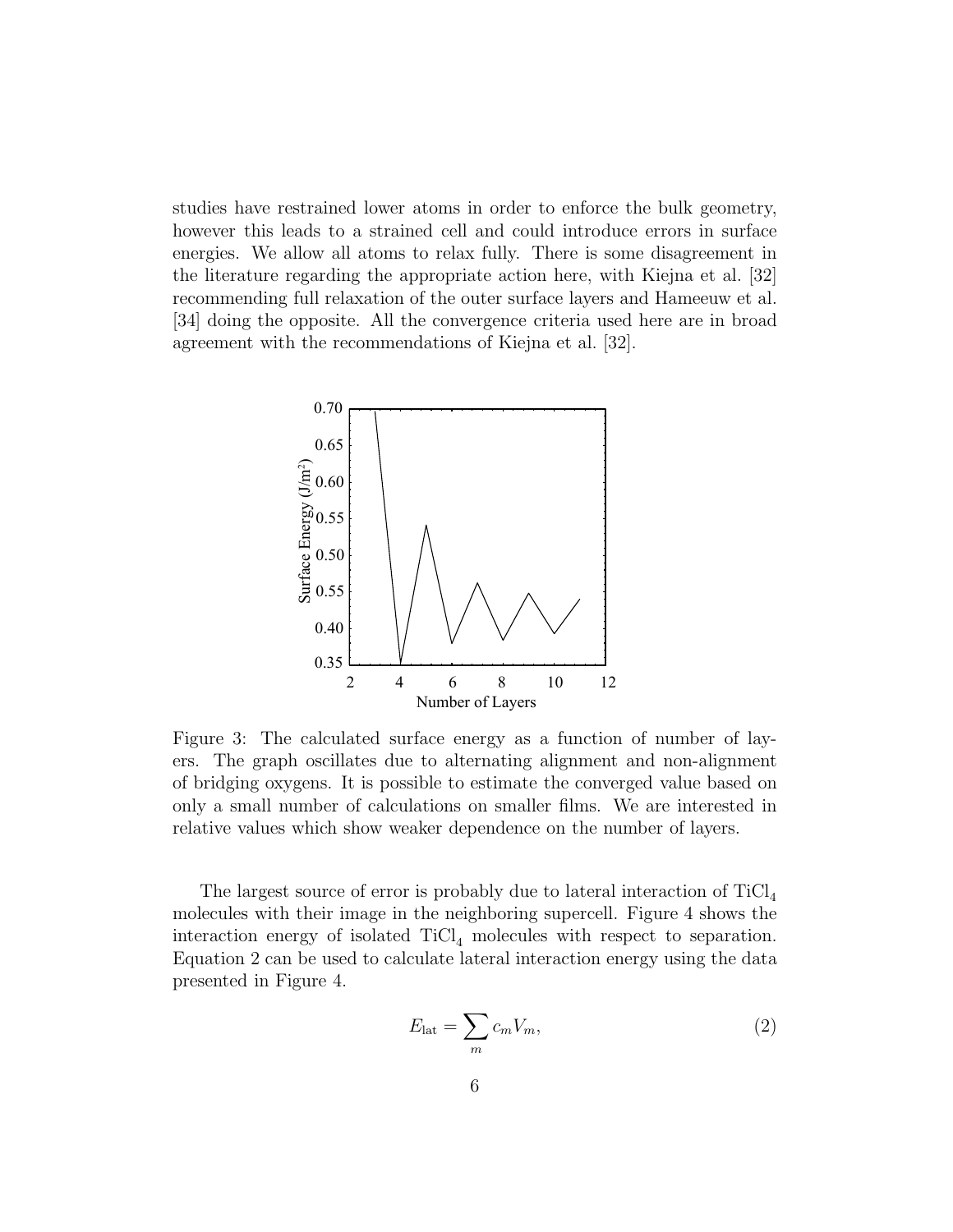studies have restrained lower atoms in order to enforce the bulk geometry, however this leads to a strained cell and could introduce errors in surface energies. We allow all atoms to relax fully. There is some disagreement in the literature regarding the appropriate action here, with Kiejna et al. [32] recommending full relaxation of the outer surface layers and Hameeuw et al. [34] doing the opposite. All the convergence criteria used here are in broad agreement with the recommendations of Kiejna et al. [32].

Figure 3: The calculated surface energy as a function of number of layers. The graph oscillates due to alternating alignment and non-alignment of bridging oxygens. It is possible to estimate the converged value based on only a small number of calculations on smaller films. We are interested in relative values which show weaker dependence on the number of layers.

The largest source of error is probably due to lateral interaction of $TiCl_4$ molecules with their image in the neighboring supercell. Figure 4 shows the interaction energy of isolated $TiCl_4$ molecules with respect to separation. Equation 2 can be used to calculate lateral interaction energy using the data presented in Figure 4.

$$E_{\text{lat}} = \sum_{m} c_m V_m, \tag{2}$$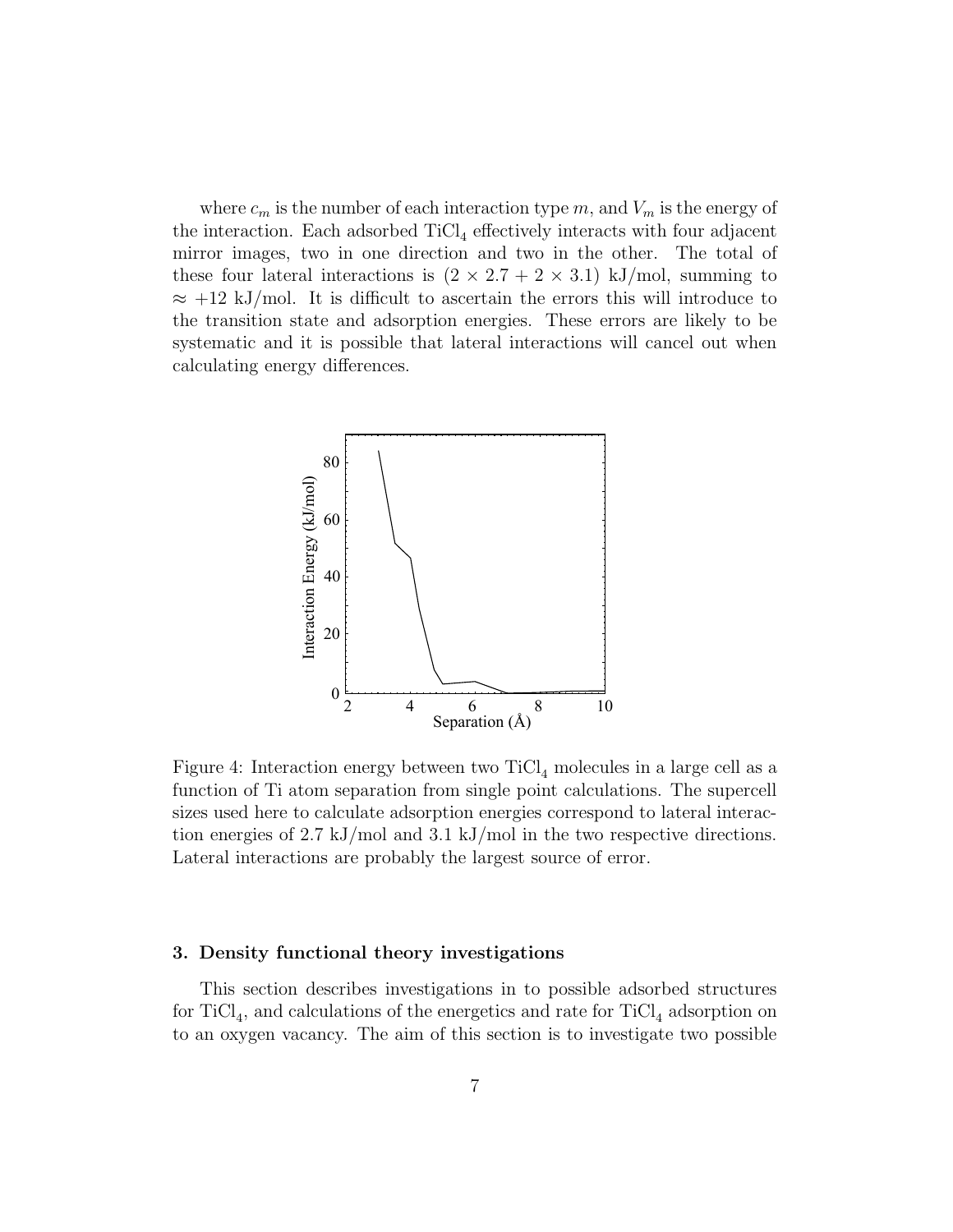where $c_m$ is the number of each interaction type $m$, and $V_m$ is the energy of the interaction. Each adsorbed $TiCl_4$ effectively interacts with four adjacent mirror images, two in one direction and two in the other. The total of these four lateral interactions is $(2 \times 2.7 + 2 \times 3.1)$ kJ/mol, summing to $\approx +12$ kJ/mol. It is difficult to ascertain the errors this will introduce to the transition state and adsorption energies. These errors are likely to be systematic and it is possible that lateral interactions will cancel out when calculating energy differences.

Figure 4: Interaction energy between two $TiCl_4$ molecules in a large cell as a function of Ti atom separation from single point calculations. The supercell sizes used here to calculate adsorption energies correspond to lateral interaction energies of 2.7 kJ/mol and 3.1 kJ/mol in the two respective directions. Lateral interactions are probably the largest source of error.

## 3. Density functional theory investigations

This section describes investigations in to possible adsorbed structures for $TiCl_4$, and calculations of the energetics and rate for $TiCl_4$ adsorption on to an oxygen vacancy. The aim of this section is to investigate two possible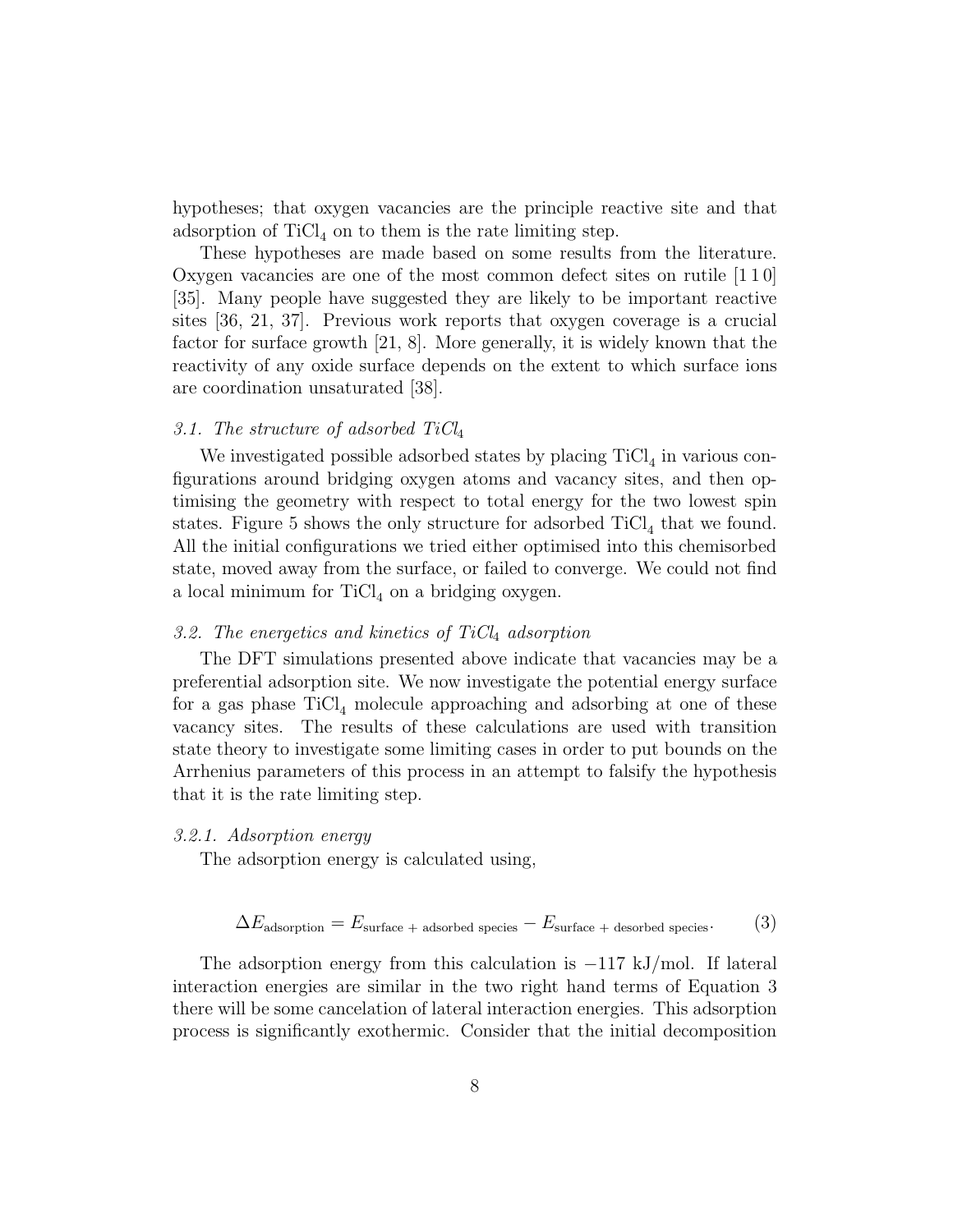hypotheses; that oxygen vacancies are the principle reactive site and that adsorption of $TiCl_4$ on to them is the rate limiting step.

These hypotheses are made based on some results from the literature. Oxygen vacancies are one of the most common defect sites on rutile [1 1 0] [35]. Many people have suggested they are likely to be important reactive sites [36, 21, 37]. Previous work reports that oxygen coverage is a crucial factor for surface growth [21, 8]. More generally, it is widely known that the reactivity of any oxide surface depends on the extent to which surface ions are coordination unsaturated [38].

### *3.1. The structure of adsorbed $TiCl_4$*

We investigated possible adsorbed states by placing $TiCl_4$ in various configurations around bridging oxygen atoms and vacancy sites, and then optimising the geometry with respect to total energy for the two lowest spin states. Figure 5 shows the only structure for adsorbed $TiCl_4$ that we found. All the initial configurations we tried either optimised into this chemisorbed state, moved away from the surface, or failed to converge. We could not find a local minimum for $TiCl_4$ on a bridging oxygen.

### *3.2. The energetics and kinetics of $TiCl_4$ adsorption*

The DFT simulations presented above indicate that vacancies may be a preferential adsorption site. We now investigate the potential energy surface for a gas phase $TiCl_4$ molecule approaching and adsorbing at one of these vacancy sites. The results of these calculations are used with transition state theory to investigate some limiting cases in order to put bounds on the Arrhenius parameters of this process in an attempt to falsify the hypothesis that it is the rate limiting step.

#### *3.2.1. Adsorption energy*

The adsorption energy is calculated using,

$$\Delta E_{\text{adsorption}} = E_{\text{surface + adsorbed species}} - E_{\text{surface + desorbed species}}. \tag{3}$$

The adsorption energy from this calculation is $-117$ kJ/mol. If lateral interaction energies are similar in the two right hand terms of Equation 3 there will be some cancelation of lateral interaction energies. This adsorption process is significantly exothermic. Consider that the initial decomposition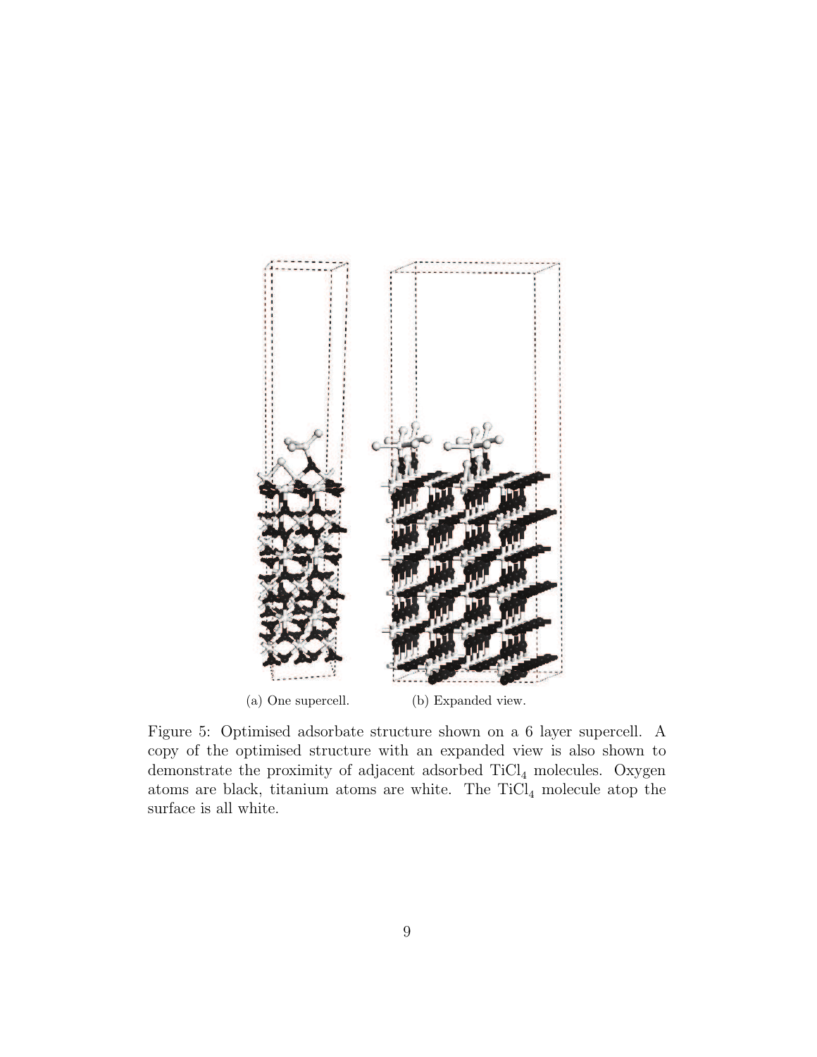(a) One supercell.

(b) Expanded view.

Figure 5: Optimised adsorbate structure shown on a 6 layer supercell. A copy of the optimised structure with an expanded view is also shown to demonstrate the proximity of adjacent adsorbed $TiCl_4$ molecules. Oxygen atoms are black, titanium atoms are white. The $TiCl_4$ molecule atop the surface is all white.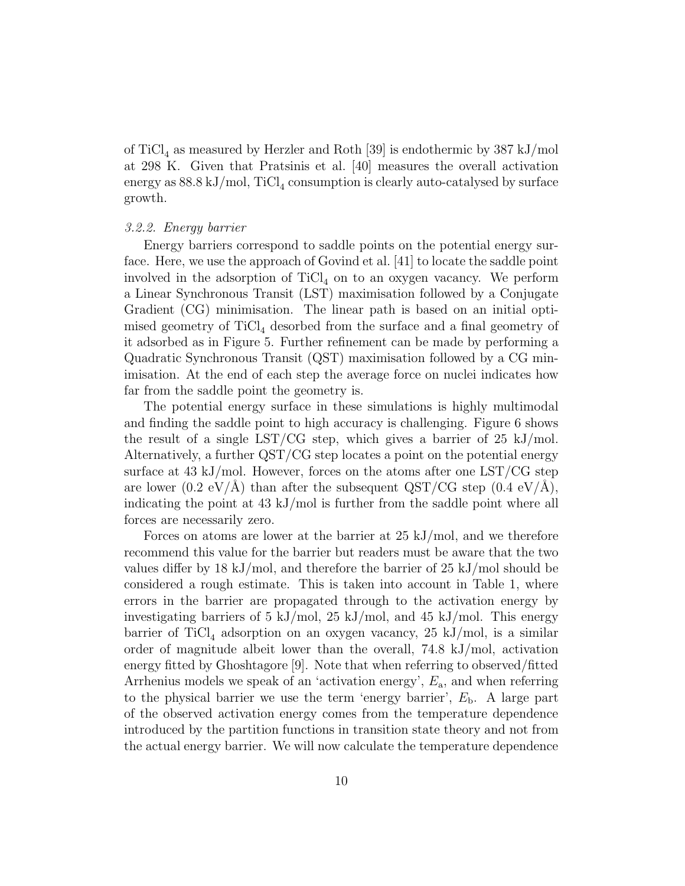of $TiCl_4$ as measured by Herzler and Roth [39] is endothermic by 387 kJ/mol at 298 K. Given that Pratsinis et al. [40] measures the overall activation energy as 88.8 kJ/mol, $TiCl_4$ consumption is clearly auto-catalysed by surface growth.

#### 3.2.2. Energy barrier

Energy barriers correspond to saddle points on the potential energy surface. Here, we use the approach of Govind et al. [41] to locate the saddle point involved in the adsorption of $TiCl_4$ on to an oxygen vacancy. We perform a Linear Synchronous Transit (LST) maximisation followed by a Conjugate Gradient (CG) minimisation. The linear path is based on an initial optimised geometry of $TiCl_4$ desorbed from the surface and a final geometry of it adsorbed as in Figure 5. Further refinement can be made by performing a Quadratic Synchronous Transit (QST) maximisation followed by a CG minimisation. At the end of each step the average force on nuclei indicates how far from the saddle point the geometry is.

The potential energy surface in these simulations is highly multimodal and finding the saddle point to high accuracy is challenging. Figure 6 shows the result of a single LST/CG step, which gives a barrier of 25 kJ/mol. Alternatively, a further QST/CG step locates a point on the potential energy surface at 43 kJ/mol. However, forces on the atoms after one LST/CG step are lower (0.2 eV/Å) than after the subsequent QST/CG step (0.4 eV/Å), indicating the point at 43 kJ/mol is further from the saddle point where all forces are necessarily zero.

Forces on atoms are lower at the barrier at 25 kJ/mol, and we therefore recommend this value for the barrier but readers must be aware that the two values differ by 18 kJ/mol, and therefore the barrier of 25 kJ/mol should be considered a rough estimate. This is taken into account in Table 1, where errors in the barrier are propagated through to the activation energy by investigating barriers of 5 kJ/mol, 25 kJ/mol, and 45 kJ/mol. This energy barrier of $TiCl_4$ adsorption on an oxygen vacancy, 25 kJ/mol, is a similar order of magnitude albeit lower than the overall, 74.8 kJ/mol, activation energy fitted by Ghoshtagore [9]. Note that when referring to observed/fitted Arrhenius models we speak of an 'activation energy', $E_a$, and when referring to the physical barrier we use the term 'energy barrier', $E_b$. A large part of the observed activation energy comes from the temperature dependence introduced by the partition functions in transition state theory and not from the actual energy barrier. We will now calculate the temperature dependence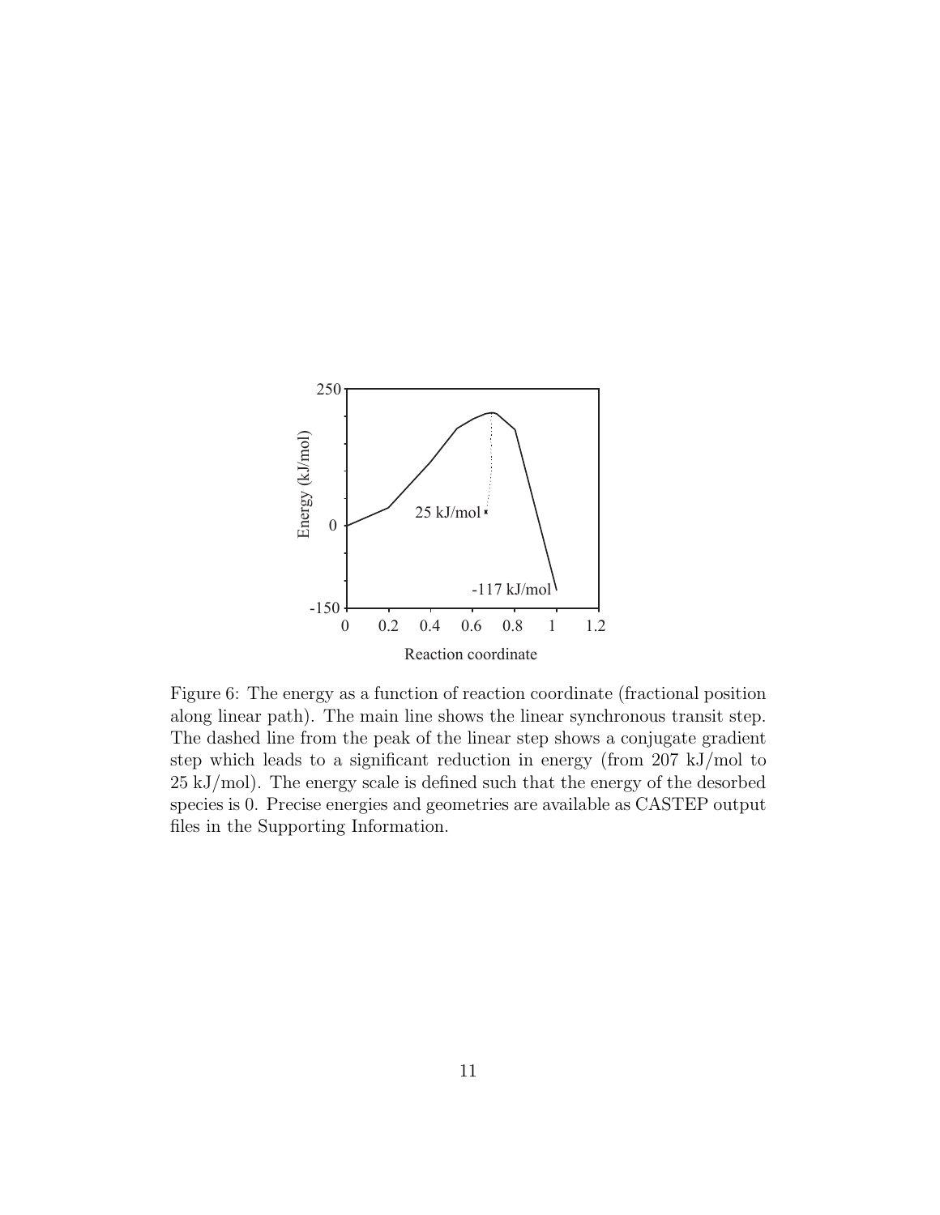Figure 6: The energy as a function of reaction coordinate (fractional position along linear path). The main line shows the linear synchronous transit step. The dashed line from the peak of the linear step shows a conjugate gradient step which leads to a significant reduction in energy (from 207 kJ/mol to 25 kJ/mol). The energy scale is defined such that the energy of the desorbed species is 0. Precise energies and geometries are available as CASTEP output files in the Supporting Information.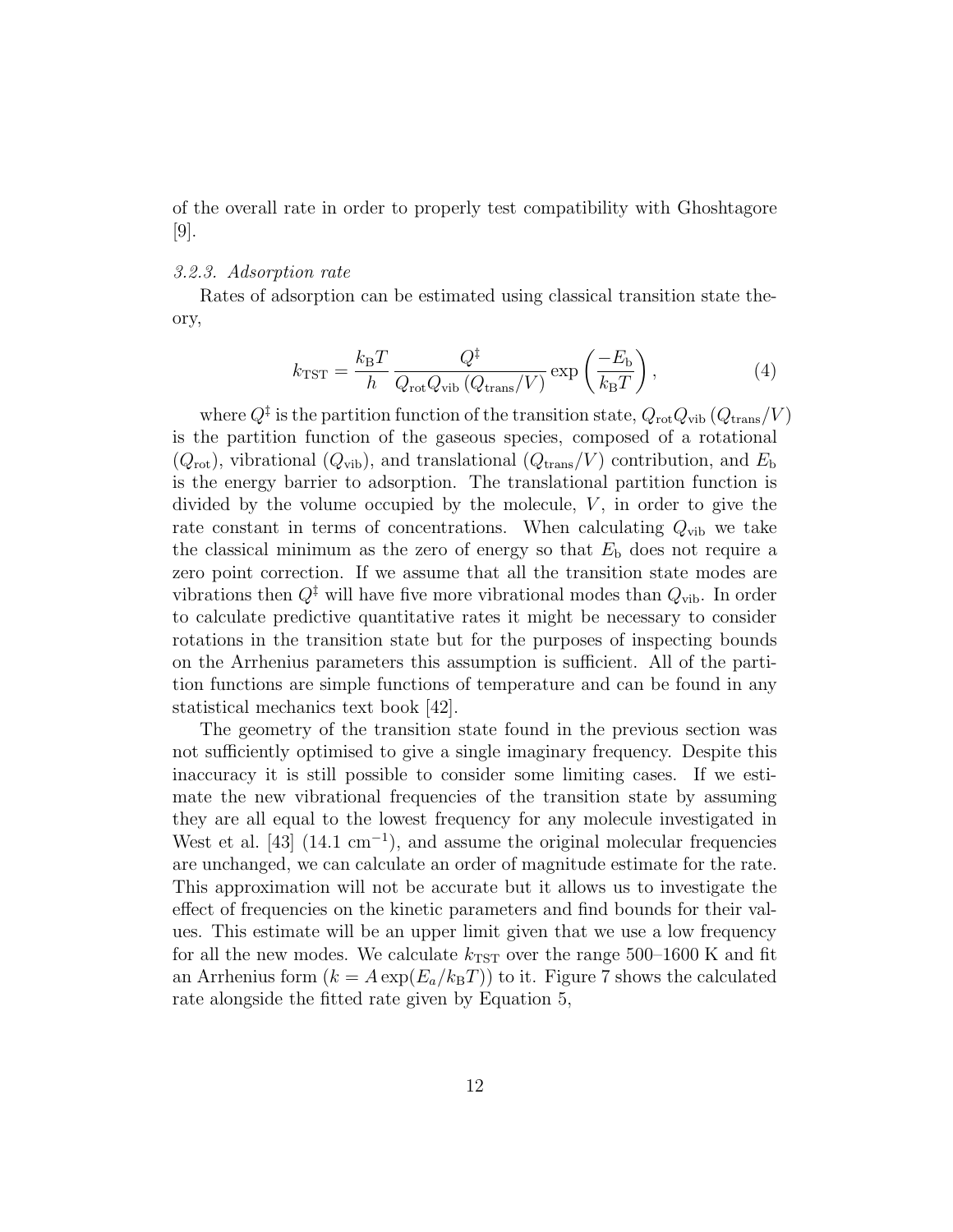of the overall rate in order to properly test compatibility with Ghoshtagore [9].

### *3.2.3. Adsorption rate*

Rates of adsorption can be estimated using classical transition state theory,

$$k_{\mathrm{TST}} = \frac{k_{\mathrm{B}}T}{h} \frac{Q^{\ddagger}}{Q_{\mathrm{rot}} Q_{\mathrm{vib}} \left(Q_{\mathrm{trans}}/V\right)} \exp\left(\frac{-E_{\mathrm{b}}}{k_{\mathrm{B}}T}\right), \tag{4}$$

where $Q^{\ddagger}$ is the partition function of the transition state, $Q_{\mathrm{rot}} Q_{\mathrm{vib}} \left(Q_{\mathrm{trans}}/V\right)$ is the partition function of the gaseous species, composed of a rotational ($Q_{\mathrm{rot}}$), vibrational ($Q_{\mathrm{vib}}$), and translational ($Q_{\mathrm{trans}}/V$) contribution, and $E_{\mathrm{b}}$ is the energy barrier to adsorption. The translational partition function is divided by the volume occupied by the molecule, $V$, in order to give the rate constant in terms of concentrations. When calculating $Q_{\mathrm{vib}}$ we take the classical minimum as the zero of energy so that $E_{\mathrm{b}}$ does not require a zero point correction. If we assume that all the transition state modes are vibrations then $Q^{\ddagger}$ will have five more vibrational modes than $Q_{\mathrm{vib}}$. In order to calculate predictive quantitative rates it might be necessary to consider rotations in the transition state but for the purposes of inspecting bounds on the Arrhenius parameters this assumption is sufficient. All of the partition functions are simple functions of temperature and can be found in any statistical mechanics text book [42].

The geometry of the transition state found in the previous section was not sufficiently optimised to give a single imaginary frequency. Despite this inaccuracy it is still possible to consider some limiting cases. If we estimate the new vibrational frequencies of the transition state by assuming they are all equal to the lowest frequency for any molecule investigated in West et al. [43] (14.1 $\mathrm{cm}^{-1}$), and assume the original molecular frequencies are unchanged, we can calculate an order of magnitude estimate for the rate. This approximation will not be accurate but it allows us to investigate the effect of frequencies on the kinetic parameters and find bounds for their values. This estimate will be an upper limit given that we use a low frequency for all the new modes. We calculate $k_{\mathrm{TST}}$ over the range 500–1600 K and fit an Arrhenius form ($k = A\exp(E_a/k_{\mathrm{B}}T)$) to it. Figure 7 shows the calculated rate alongside the fitted rate given by Equation 5,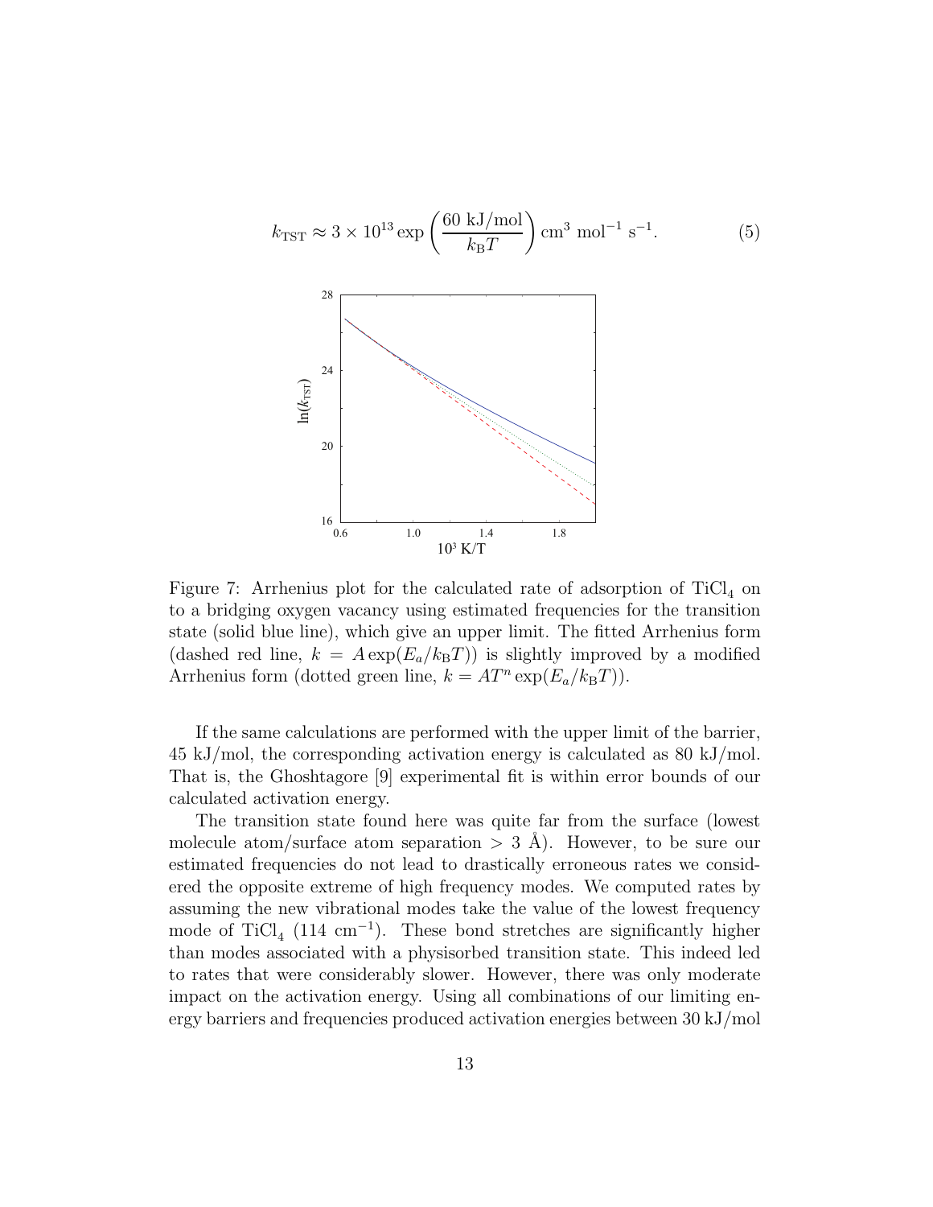$$k_{\text{TST}} \approx 3 \times 10^{13} \exp\left(\frac{60 \text{ kJ/mol}}{k_{\text{B}}T}\right) \text{cm}^3 \text{ mol}^{-1} \text{ s}^{-1}. \tag{5}$$

Figure 7: Arrhenius plot for the calculated rate of adsorption of $TiCl_4$ on to a bridging oxygen vacancy using estimated frequencies for the transition state (solid blue line), which give an upper limit. The fitted Arrhenius form (dashed red line, $k = A\exp(E_a/k_{\text{B}}T)$) is slightly improved by a modified Arrhenius form (dotted green line, $k = AT^n\exp(E_a/k_{\text{B}}T)$).

If the same calculations are performed with the upper limit of the barrier, 45 kJ/mol, the corresponding activation energy is calculated as 80 kJ/mol. That is, the Ghoshtagore [9] experimental fit is within error bounds of our calculated activation energy.

The transition state found here was quite far from the surface (lowest molecule atom/surface atom separation > 3 Å). However, to be sure our estimated frequencies do not lead to drastically erroneous rates we considered the opposite extreme of high frequency modes. We computed rates by assuming the new vibrational modes take the value of the lowest frequency mode of $TiCl_4$ (114 $\text{cm}^{-1}$). These bond stretches are significantly higher than modes associated with a physisorbed transition state. This indeed led to rates that were considerably slower. However, there was only moderate impact on the activation energy. Using all combinations of our limiting energy barriers and frequencies produced activation energies between 30 kJ/mol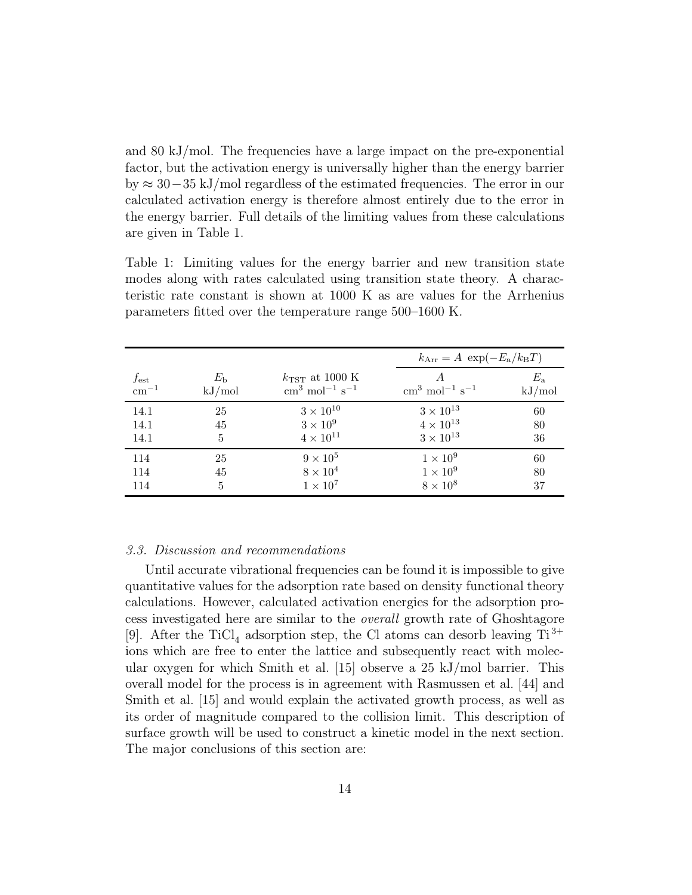and 80 kJ/mol. The frequencies have a large impact on the pre-exponential factor, but the activation energy is universally higher than the energy barrier by $\approx 30-35$ kJ/mol regardless of the estimated frequencies. The error in our calculated activation energy is therefore almost entirely due to the error in the energy barrier. Full details of the limiting values from these calculations are given in Table 1.

Table 1: Limiting values for the energy barrier and new transition state modes along with rates calculated using transition state theory. A characteristic rate constant is shown at 1000 K as are values for the Arrhenius parameters fitted over the temperature range 500–1600 K.

| | | | $k_{\mathrm{Arr}} = A\ \exp(-E_{\mathrm{a}}/k_{\mathrm{B}}T)$ | |
|---|---|---|---|---|
| $f_{\mathrm{est}}$ $\mathrm{cm}^{-1}$ | $E_{\mathrm{b}}$ kJ/mol | $k_{\mathrm{TST}}$ at 1000 K $\mathrm{cm}^3\ \mathrm{mol}^{-1}\ \mathrm{s}^{-1}$ | $A$ $\mathrm{cm}^3\ \mathrm{mol}^{-1}\ \mathrm{s}^{-1}$ | $E_{\mathrm{a}}$ kJ/mol |
| 14.1 | 25 | $3 \times 10^{10}$ | $3 \times 10^{13}$ | 60 |
| 14.1 | 45 | $3 \times 10^{9}$ | $4 \times 10^{13}$ | 80 |
| 14.1 | 5 | $4 \times 10^{11}$ | $3 \times 10^{13}$ | 36 |
| 114 | 25 | $9 \times 10^{5}$ | $1 \times 10^{9}$ | 60 |
| 114 | 45 | $8 \times 10^{4}$ | $1 \times 10^{9}$ | 80 |
| 114 | 5 | $1 \times 10^{7}$ | $8 \times 10^{8}$ | 37 |

### *3.3. Discussion and recommendations*

Until accurate vibrational frequencies can be found it is impossible to give quantitative values for the adsorption rate based on density functional theory calculations. However, calculated activation energies for the adsorption process investigated here are similar to the *overall* growth rate of Ghoshtagore [9]. After the $TiCl_4$ adsorption step, the Cl atoms can desorb leaving $Ti^{3+}$ ions which are free to enter the lattice and subsequently react with molecular oxygen for which Smith et al. [15] observe a 25 kJ/mol barrier. This overall model for the process is in agreement with Rasmussen et al. [44] and Smith et al. [15] and would explain the activated growth process, as well as its order of magnitude compared to the collision limit. This description of surface growth will be used to construct a kinetic model in the next section. The major conclusions of this section are: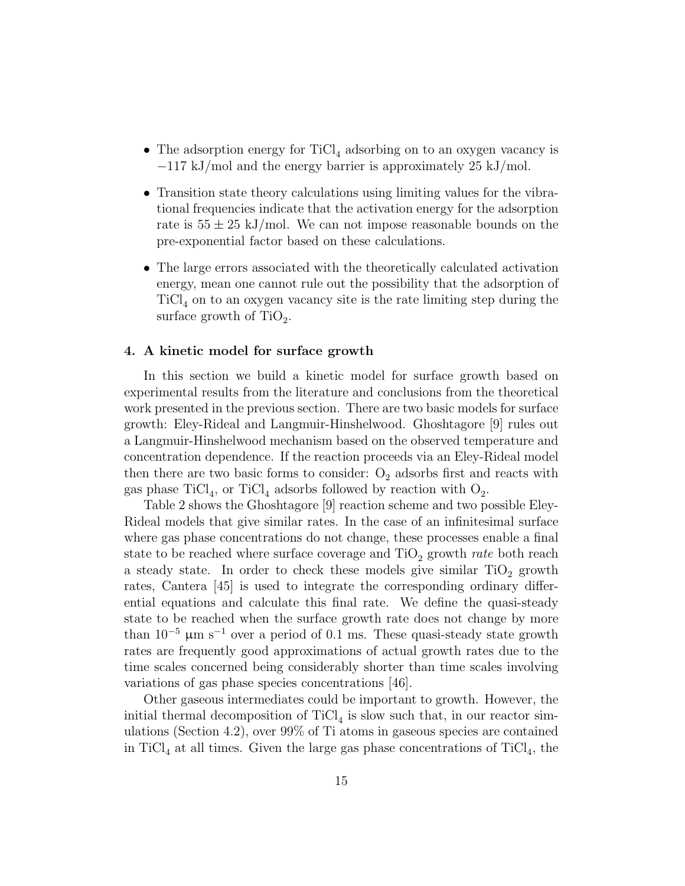- The adsorption energy for $TiCl_4$ adsorbing on to an oxygen vacancy is $-117$ kJ/mol and the energy barrier is approximately 25 kJ/mol.
- Transition state theory calculations using limiting values for the vibrational frequencies indicate that the activation energy for the adsorption rate is $55 \pm 25$ kJ/mol. We can not impose reasonable bounds on the pre-exponential factor based on these calculations.
- The large errors associated with the theoretically calculated activation energy, mean one cannot rule out the possibility that the adsorption of $TiCl_4$ on to an oxygen vacancy site is the rate limiting step during the surface growth of $TiO_2$.

### 4. A kinetic model for surface growth

In this section we build a kinetic model for surface growth based on experimental results from the literature and conclusions from the theoretical work presented in the previous section. There are two basic models for surface growth: Eley-Rideal and Langmuir-Hinshelwood. Ghoshtagore [9] rules out a Langmuir-Hinshelwood mechanism based on the observed temperature and concentration dependence. If the reaction proceeds via an Eley-Rideal model then there are two basic forms to consider: $O_2$ adsorbs first and reacts with gas phase $TiCl_4$, or $TiCl_4$ adsorbs followed by reaction with $O_2$.

Table 2 shows the Ghoshtagore [9] reaction scheme and two possible Eley-Rideal models that give similar rates. In the case of an infinitesimal surface where gas phase concentrations do not change, these processes enable a final state to be reached where surface coverage and $TiO_2$ growth *rate* both reach a steady state. In order to check these models give similar $TiO_2$ growth rates, Cantera [45] is used to integrate the corresponding ordinary differential equations and calculate this final rate. We define the quasi-steady state to be reached when the surface growth rate does not change by more than $10^{-5}$ μm s$^{-1}$ over a period of 0.1 ms. These quasi-steady state growth rates are frequently good approximations of actual growth rates due to the time scales concerned being considerably shorter than time scales involving variations of gas phase species concentrations [46].

Other gaseous intermediates could be important to growth. However, the initial thermal decomposition of $TiCl_4$ is slow such that, in our reactor simulations (Section 4.2), over 99% of Ti atoms in gaseous species are contained in $TiCl_4$ at all times. Given the large gas phase concentrations of $TiCl_4$, the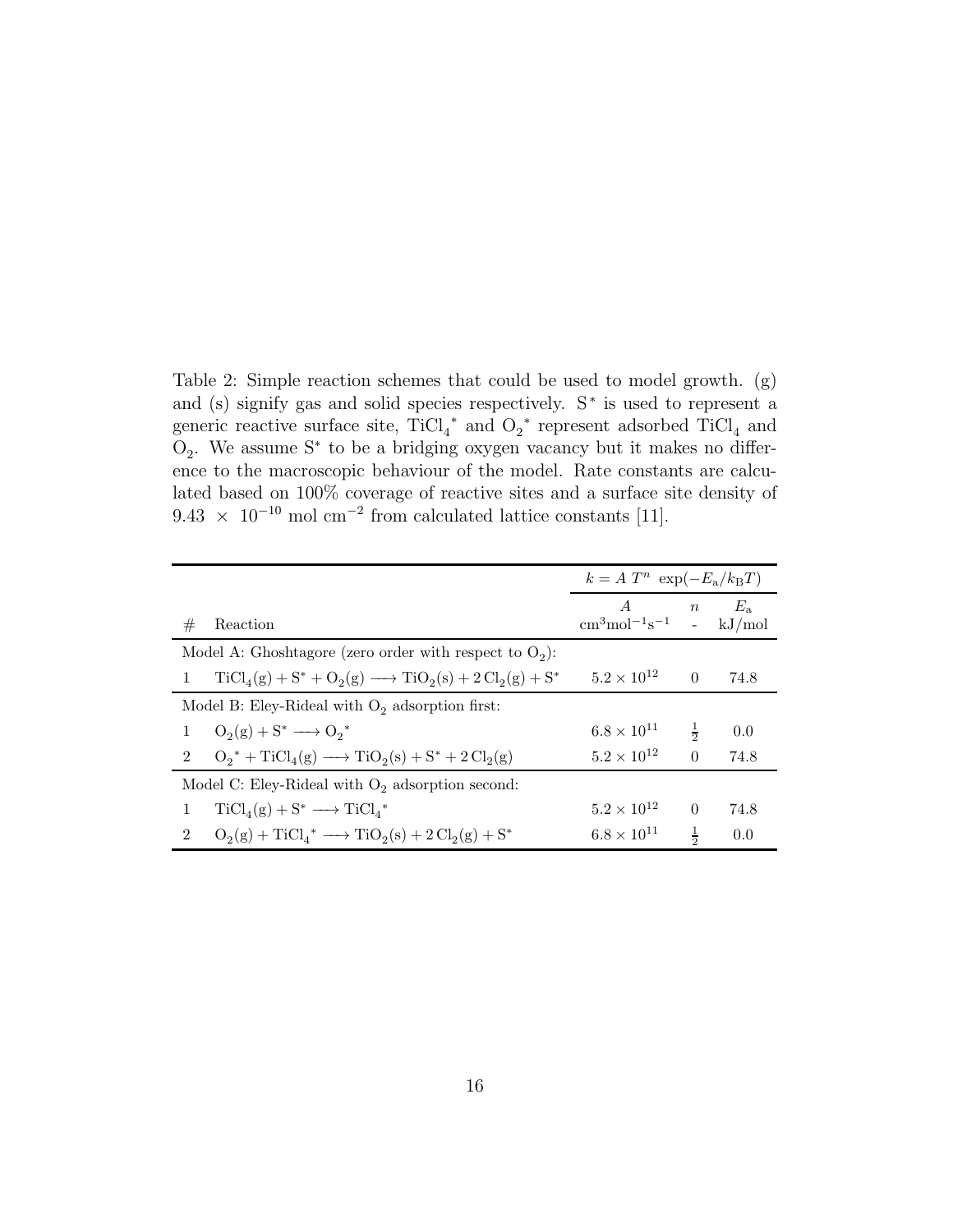Table 2: Simple reaction schemes that could be used to model growth. (g) and (s) signify gas and solid species respectively. $S^*$ is used to represent a generic reactive surface site, ${TiCl_4}^*$ and ${O_2}^*$ represent adsorbed $TiCl_4$ and $O_2$. We assume $S^*$ to be a bridging oxygen vacancy but it makes no difference to the macroscopic behaviour of the model. Rate constants are calculated based on 100% coverage of reactive sites and a surface site density of $9.43 \times 10^{-10}$ mol cm$^{-2}$ from calculated lattice constants [11].

| | | $k = A\ T^n\ \exp(-E_a/k_B T)$ | | |
|---|---|---|---|---|
| # | Reaction | $A$ cm$^3$mol$^{-1}$s$^{-1}$ | $n$ - | $E_a$ kJ/mol |
| Model A: Ghoshtagore (zero order with respect to $O_2$): | | | | |
| 1 | $TiCl_4(g) + S^* + O_2(g) \longrightarrow TiO_2(s) + 2\,Cl_2(g) + S^*$ | $5.2 \times 10^{12}$ | 0 | 74.8 |
| Model B: Eley-Rideal with $O_2$ adsorption first: | | | | |
| 1 | $O_2(g) + S^* \longrightarrow {O_2}^*$ | $6.8 \times 10^{11}$ | $\frac{1}{2}$ | 0.0 |
| 2 | ${O_2}^* + TiCl_4(g) \longrightarrow TiO_2(s) + S^* + 2\,Cl_2(g)$ | $5.2 \times 10^{12}$ | 0 | 74.8 |
| Model C: Eley-Rideal with $O_2$ adsorption second: | | | | |
| 1 | $TiCl_4(g) + S^* \longrightarrow {TiCl_4}^*$ | $5.2 \times 10^{12}$ | 0 | 74.8 |
| 2 | $O_2(g) + {TiCl_4}^* \longrightarrow TiO_2(s) + 2\,Cl_2(g) + S^*$ | $6.8 \times 10^{11}$ | $\frac{1}{2}$ | 0.0 |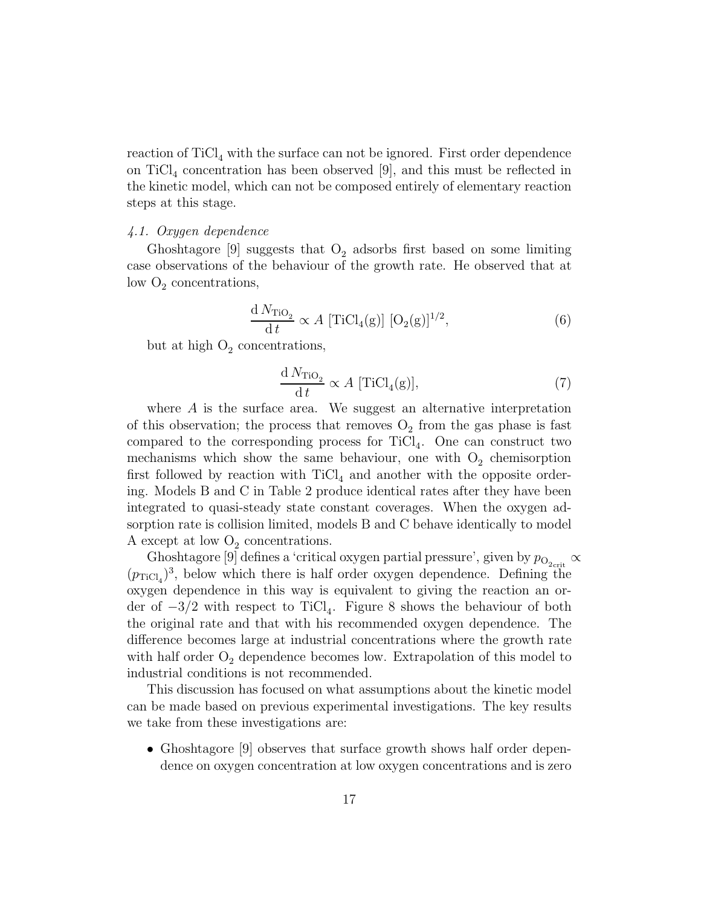reaction of $TiCl_4$ with the surface can not be ignored. First order dependence on $TiCl_4$ concentration has been observed [9], and this must be reflected in the kinetic model, which can not be composed entirely of elementary reaction steps at this stage.

### *4.1. Oxygen dependence*

Ghoshtagore [9] suggests that $O_2$ adsorbs first based on some limiting case observations of the behaviour of the growth rate. He observed that at low $O_2$ concentrations,

$$\frac{\mathrm{d}\, N_{\mathrm{TiO_2}}}{\mathrm{d}\, t} \propto A\ [\mathrm{TiCl_4(g)}]\ [\mathrm{O_2(g)}]^{1/2}, \tag{6}$$

but at high $O_2$ concentrations,

$$\frac{\mathrm{d}\, N_{\mathrm{TiO_2}}}{\mathrm{d}\, t} \propto A\ [\mathrm{TiCl_4(g)}], \tag{7}$$

where $A$ is the surface area. We suggest an alternative interpretation of this observation; the process that removes $O_2$ from the gas phase is fast compared to the corresponding process for $TiCl_4$. One can construct two mechanisms which show the same behaviour, one with $O_2$ chemisorption first followed by reaction with $TiCl_4$ and another with the opposite ordering. Models B and C in Table 2 produce identical rates after they have been integrated to quasi-steady state constant coverages. When the oxygen adsorption rate is collision limited, models B and C behave identically to model A except at low $O_2$ concentrations.

Ghoshtagore [9] defines a 'critical oxygen partial pressure', given by $p_{\mathrm{O_{2_{crit}}}} \propto (p_{\mathrm{TiCl_4}})^3$, below which there is half order oxygen dependence. Defining the oxygen dependence in this way is equivalent to giving the reaction an order of $-3/2$ with respect to $TiCl_4$. Figure 8 shows the behaviour of both the original rate and that with his recommended oxygen dependence. The difference becomes large at industrial concentrations where the growth rate with half order $O_2$ dependence becomes low. Extrapolation of this model to industrial conditions is not recommended.

This discussion has focused on what assumptions about the kinetic model can be made based on previous experimental investigations. The key results we take from these investigations are:

- Ghoshtagore [9] observes that surface growth shows half order dependence on oxygen concentration at low oxygen concentrations and is zero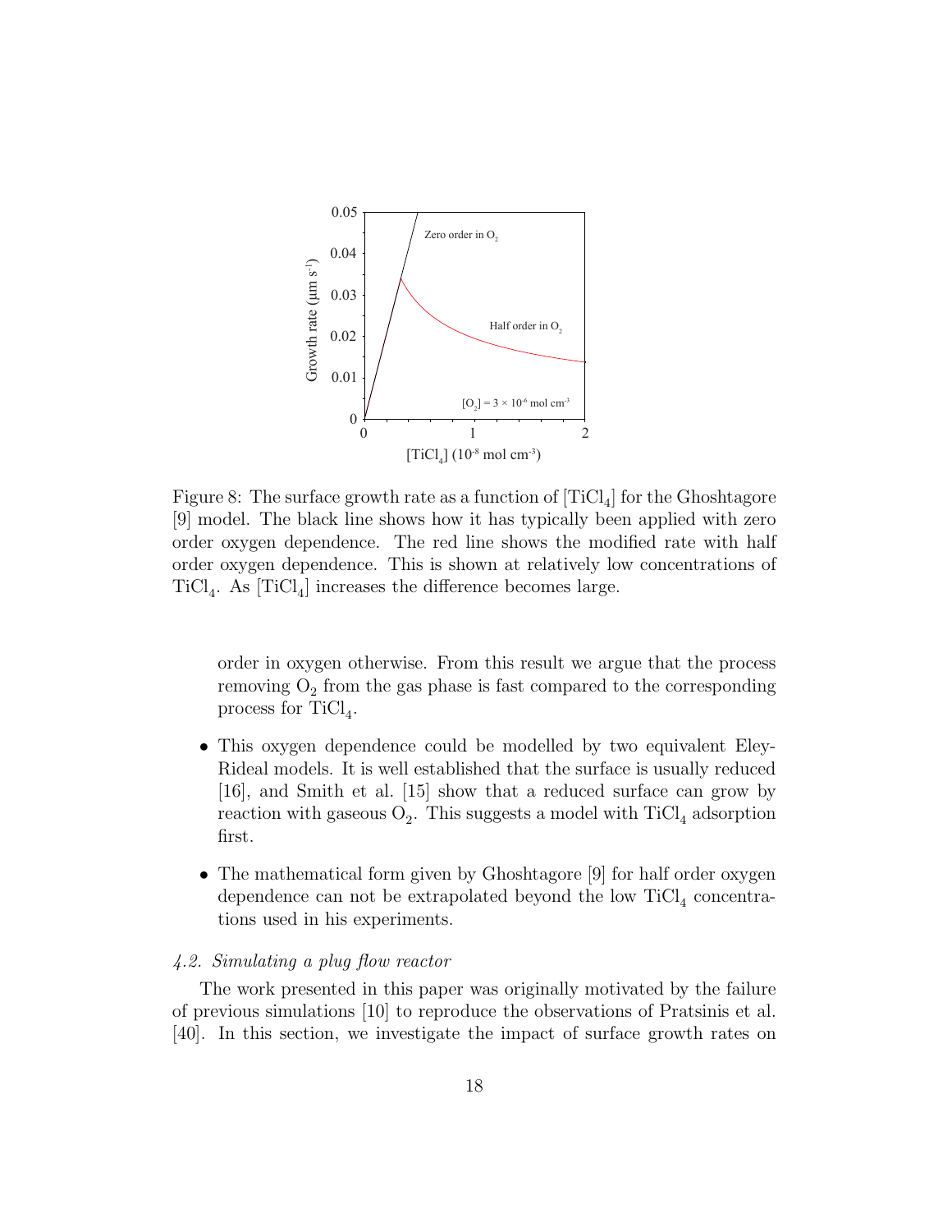Figure 8: The surface growth rate as a function of [$TiCl_4$] for the Ghoshtagore [9] model. The black line shows how it has typically been applied with zero order oxygen dependence. The red line shows the modified rate with half order oxygen dependence. This is shown at relatively low concentrations of $TiCl_4$. As [$TiCl_4$] increases the difference becomes large.

order in oxygen otherwise. From this result we argue that the process removing $O_2$ from the gas phase is fast compared to the corresponding process for $TiCl_4$.

- This oxygen dependence could be modelled by two equivalent Eley-Rideal models. It is well established that the surface is usually reduced [16], and Smith et al. [15] show that a reduced surface can grow by reaction with gaseous $O_2$. This suggests a model with $TiCl_4$ adsorption first.
- The mathematical form given by Ghoshtagore [9] for half order oxygen dependence can not be extrapolated beyond the low $TiCl_4$ concentrations used in his experiments.

### *4.2. Simulating a plug flow reactor*

The work presented in this paper was originally motivated by the failure of previous simulations [10] to reproduce the observations of Pratsinis et al. [40]. In this section, we investigate the impact of surface growth rates on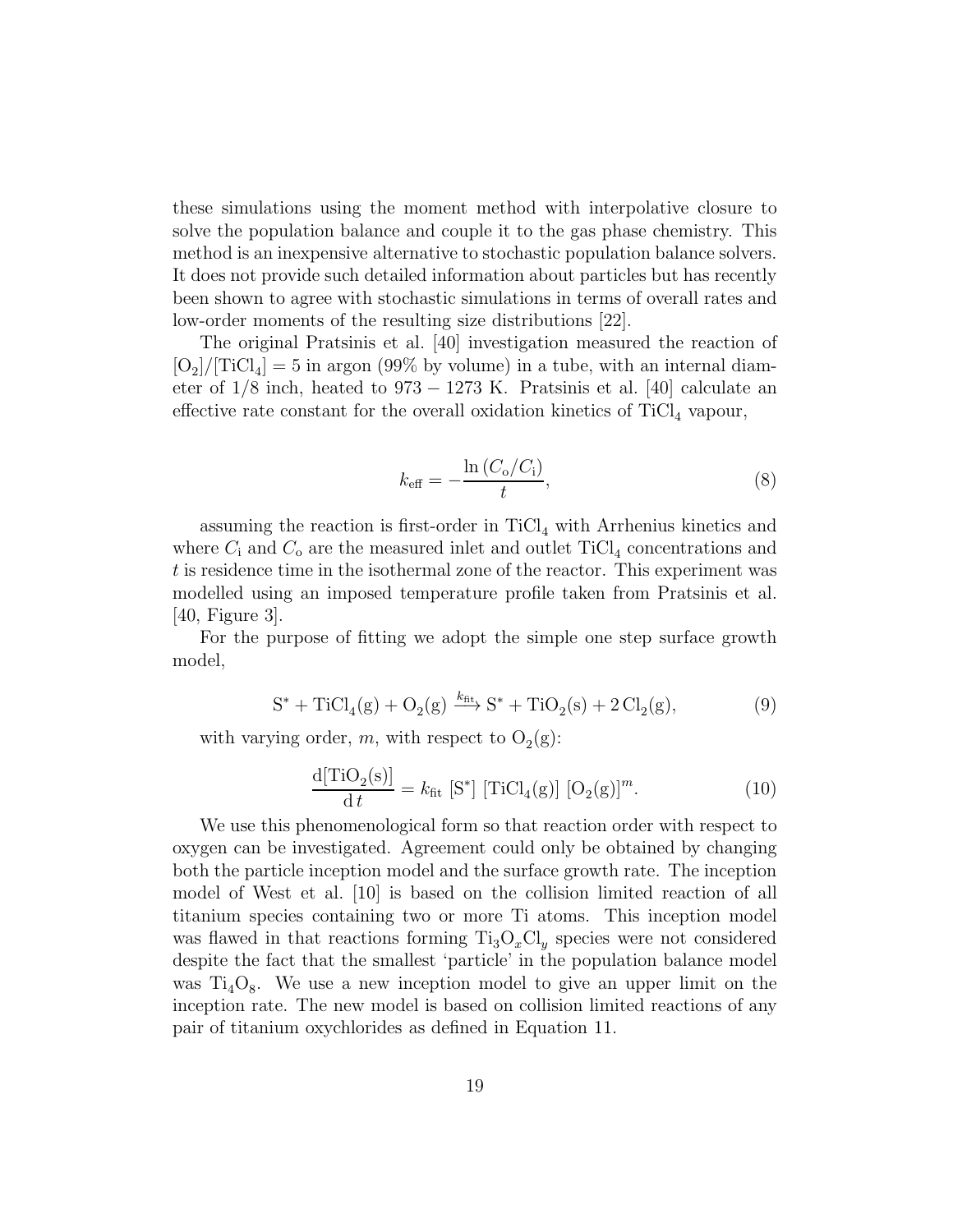these simulations using the moment method with interpolative closure to solve the population balance and couple it to the gas phase chemistry. This method is an inexpensive alternative to stochastic population balance solvers. It does not provide such detailed information about particles but has recently been shown to agree with stochastic simulations in terms of overall rates and low-order moments of the resulting size distributions [22].

The original Pratsinis et al. [40] investigation measured the reaction of $[O_2]/[TiCl_4] = 5$ in argon (99% by volume) in a tube, with an internal diameter of 1/8 inch, heated to $973 - 1273$ K. Pratsinis et al. [40] calculate an effective rate constant for the overall oxidation kinetics of $TiCl_4$ vapour,

$$k_{\mathrm{eff}} = -\frac{\ln\left(C_{\mathrm{o}}/C_{\mathrm{i}}\right)}{t}, \tag{8}$$

assuming the reaction is first-order in $TiCl_4$ with Arrhenius kinetics and where $C_{\mathrm{i}}$ and $C_{\mathrm{o}}$ are the measured inlet and outlet $TiCl_4$ concentrations and $t$ is residence time in the isothermal zone of the reactor. This experiment was modelled using an imposed temperature profile taken from Pratsinis et al. [40, Figure 3].

For the purpose of fitting we adopt the simple one step surface growth model,

$$\mathrm{S}^* + \mathrm{TiCl_4(g)} + \mathrm{O_2(g)} \xrightarrow{k_{\mathrm{fit}}} \mathrm{S}^* + \mathrm{TiO_2(s)} + 2\,\mathrm{Cl_2(g)}, \tag{9}$$

with varying order, $m$, with respect to $O_2$(g):

$$\frac{\mathrm{d}[\mathrm{TiO_2(s)}]}{\mathrm{d}\,t} = k_{\mathrm{fit}}\ [\mathrm{S}^*]\ [\mathrm{TiCl_4(g)}]\ [\mathrm{O_2(g)}]^m. \tag{10}$$

We use this phenomenological form so that reaction order with respect to oxygen can be investigated. Agreement could only be obtained by changing both the particle inception model and the surface growth rate. The inception model of West et al. [10] is based on the collision limited reaction of all titanium species containing two or more Ti atoms. This inception model was flawed in that reactions forming $Ti_3O_xCl_y$ species were not considered despite the fact that the smallest 'particle' in the population balance model was $Ti_4O_8$. We use a new inception model to give an upper limit on the inception rate. The new model is based on collision limited reactions of any pair of titanium oxychlorides as defined in Equation 11.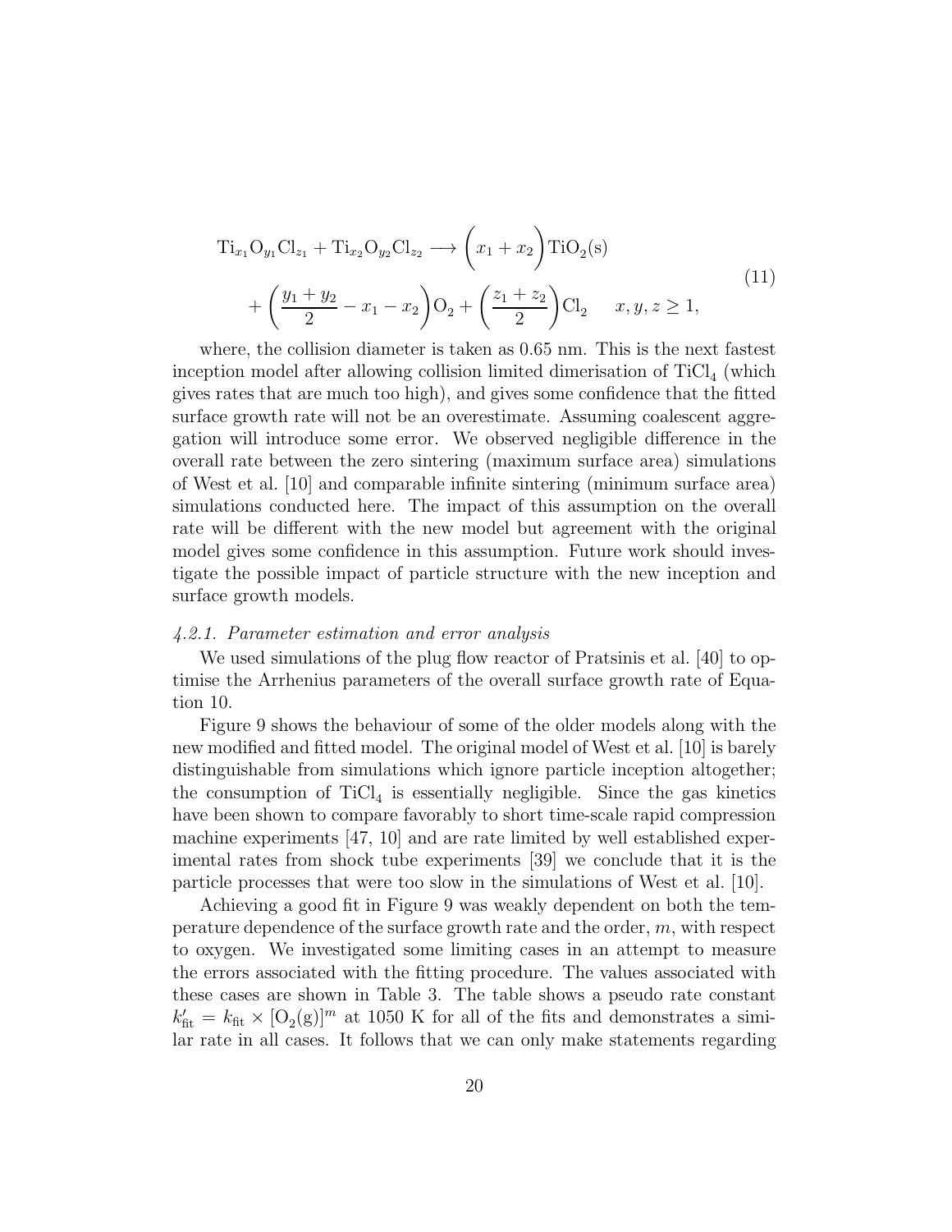$$\mathrm{Ti}_{x_1}\mathrm{O}_{y_1}\mathrm{Cl}_{z_1} + \mathrm{Ti}_{x_2}\mathrm{O}_{y_2}\mathrm{Cl}_{z_2} \longrightarrow \left(x_1 + x_2\right)\mathrm{TiO_2(s)} + \left(\frac{y_1 + y_2}{2} - x_1 - x_2\right)\mathrm{O_2} + \left(\frac{z_1 + z_2}{2}\right)\mathrm{Cl_2} \qquad x, y, z \geq 1, \tag{11}$$

where, the collision diameter is taken as 0.65 nm. This is the next fastest inception model after allowing collision limited dimerisation of $TiCl_4$ (which gives rates that are much too high), and gives some confidence that the fitted surface growth rate will not be an overestimate. Assuming coalescent aggregation will introduce some error. We observed negligible difference in the overall rate between the zero sintering (maximum surface area) simulations of West et al. [10] and comparable infinite sintering (minimum surface area) simulations conducted here. The impact of this assumption on the overall rate will be different with the new model but agreement with the original model gives some confidence in this assumption. Future work should investigate the possible impact of particle structure with the new inception and surface growth models.

#### *4.2.1. Parameter estimation and error analysis*

We used simulations of the plug flow reactor of Pratsinis et al. [40] to optimise the Arrhenius parameters of the overall surface growth rate of Equation 10.

Figure 9 shows the behaviour of some of the older models along with the new modified and fitted model. The original model of West et al. [10] is barely distinguishable from simulations which ignore particle inception altogether; the consumption of $TiCl_4$ is essentially negligible. Since the gas kinetics have been shown to compare favorably to short time-scale rapid compression machine experiments [47, 10] and are rate limited by well established experimental rates from shock tube experiments [39] we conclude that it is the particle processes that were too slow in the simulations of West et al. [10].

Achieving a good fit in Figure 9 was weakly dependent on both the temperature dependence of the surface growth rate and the order, $m$, with respect to oxygen. We investigated some limiting cases in an attempt to measure the errors associated with the fitting procedure. The values associated with these cases are shown in Table 3. The table shows a pseudo rate constant $k'_{\text{fit}} = k_{\text{fit}} \times [\mathrm{O_2(g)}]^m$ at 1050 K for all of the fits and demonstrates a similar rate in all cases. It follows that we can only make statements regarding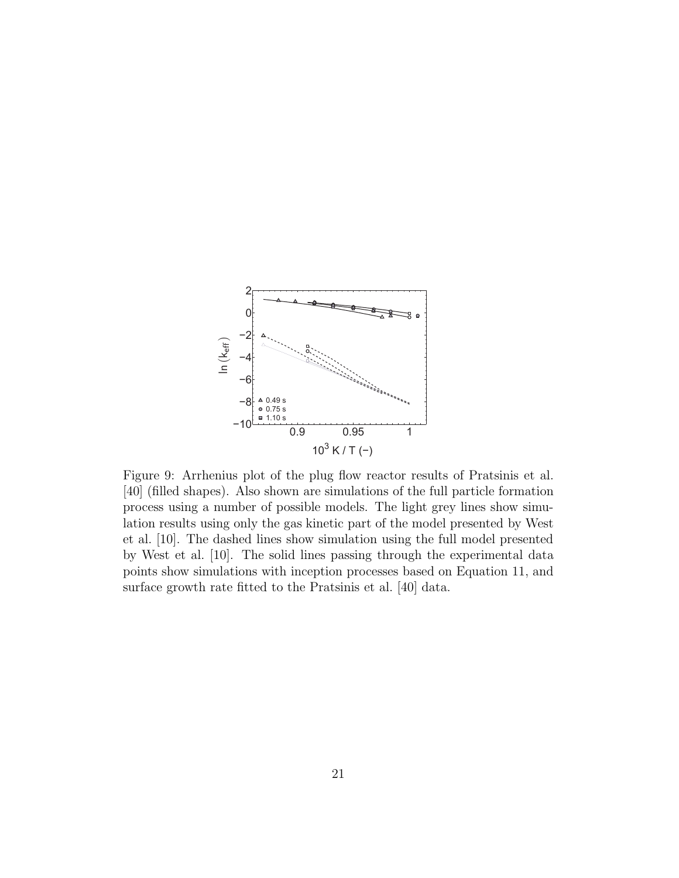Figure 9: Arrhenius plot of the plug flow reactor results of Pratsinis et al. [40] (filled shapes). Also shown are simulations of the full particle formation process using a number of possible models. The light grey lines show simulation results using only the gas kinetic part of the model presented by West et al. [10]. The dashed lines show simulation using the full model presented by West et al. [10]. The solid lines passing through the experimental data points show simulations with inception processes based on Equation 11, and surface growth rate fitted to the Pratsinis et al. [40] data.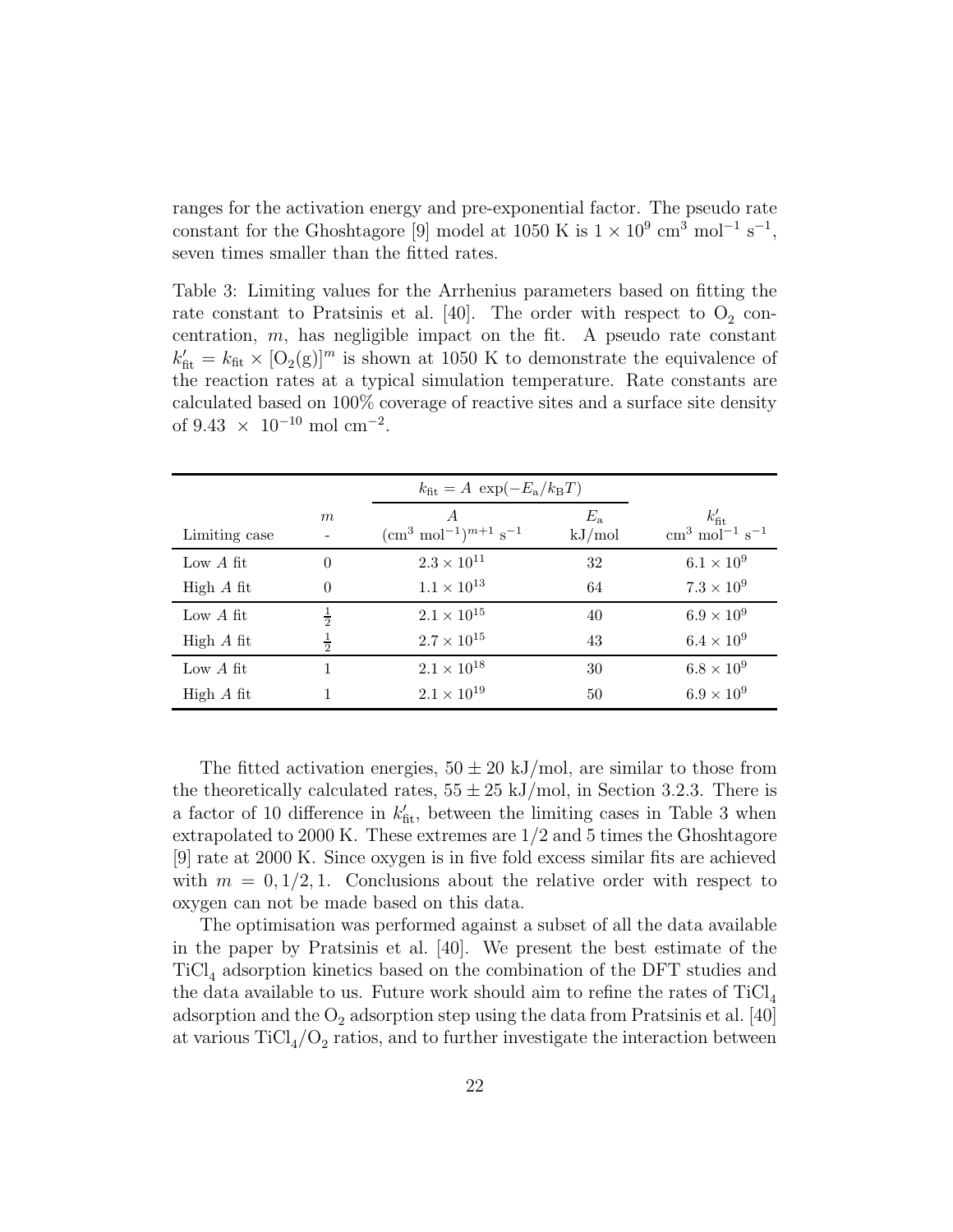ranges for the activation energy and pre-exponential factor. The pseudo rate constant for the Ghoshtagore [9] model at 1050 K is $1 \times 10^9$ cm$^3$ mol$^{-1}$ s$^{-1}$, seven times smaller than the fitted rates.

Table 3: Limiting values for the Arrhenius parameters based on fitting the rate constant to Pratsinis et al. [40]. The order with respect to $O_2$ concentration, $m$, has negligible impact on the fit. A pseudo rate constant $k'_{\text{fit}} = k_{\text{fit}} \times [O_2(g)]^m$ is shown at 1050 K to demonstrate the equivalence of the reaction rates at a typical simulation temperature. Rate constants are calculated based on 100% coverage of reactive sites and a surface site density of $9.43 \times 10^{-10}$ mol cm$^{-2}$.

| | | $k_{\text{fit}} = A\ \exp(-E_\text{a}/k_\text{B}T)$ | | |
|---|---|---|---|---|
| Limiting case | $m$ - | $A$ $(\text{cm}^3\ \text{mol}^{-1})^{m+1}\ \text{s}^{-1}$ | $E_\text{a}$ kJ/mol | $k'_{\text{fit}}$ cm$^3$ mol$^{-1}$ s$^{-1}$ |
| Low $A$ fit | 0 | $2.3 \times 10^{11}$ | 32 | $6.1 \times 10^9$ |
| High $A$ fit | 0 | $1.1 \times 10^{13}$ | 64 | $7.3 \times 10^9$ |
| Low $A$ fit | $\frac{1}{2}$ | $2.1 \times 10^{15}$ | 40 | $6.9 \times 10^9$ |
| High $A$ fit | $\frac{1}{2}$ | $2.7 \times 10^{15}$ | 43 | $6.4 \times 10^9$ |
| Low $A$ fit | 1 | $2.1 \times 10^{18}$ | 30 | $6.8 \times 10^9$ |
| High $A$ fit | 1 | $2.1 \times 10^{19}$ | 50 | $6.9 \times 10^9$ |

The fitted activation energies, $50 \pm 20$ kJ/mol, are similar to those from the theoretically calculated rates, $55 \pm 25$ kJ/mol, in Section 3.2.3. There is a factor of 10 difference in $k'_{\text{fit}}$, between the limiting cases in Table 3 when extrapolated to 2000 K. These extremes are 1/2 and 5 times the Ghoshtagore [9] rate at 2000 K. Since oxygen is in five fold excess similar fits are achieved with $m = 0, 1/2, 1$. Conclusions about the relative order with respect to oxygen can not be made based on this data.

The optimisation was performed against a subset of all the data available in the paper by Pratsinis et al. [40]. We present the best estimate of the $TiCl_4$ adsorption kinetics based on the combination of the DFT studies and the data available to us. Future work should aim to refine the rates of $TiCl_4$ adsorption and the $O_2$ adsorption step using the data from Pratsinis et al. [40] at various $TiCl_4/O_2$ ratios, and to further investigate the interaction between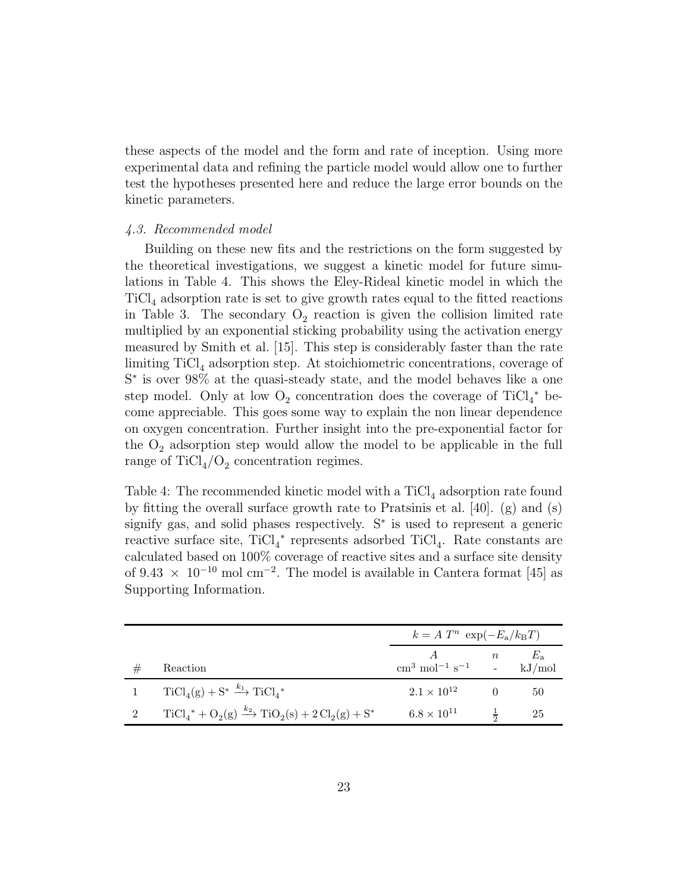these aspects of the model and the form and rate of inception. Using more experimental data and refining the particle model would allow one to further test the hypotheses presented here and reduce the large error bounds on the kinetic parameters.

### *4.3. Recommended model*

Building on these new fits and the restrictions on the form suggested by the theoretical investigations, we suggest a kinetic model for future simulations in Table 4. This shows the Eley-Rideal kinetic model in which the $TiCl_4$ adsorption rate is set to give growth rates equal to the fitted reactions in Table 3. The secondary $O_2$ reaction is given the collision limited rate multiplied by an exponential sticking probability using the activation energy measured by Smith et al. [15]. This step is considerably faster than the rate limiting $TiCl_4$ adsorption step. At stoichiometric concentrations, coverage of $S^*$ is over 98% at the quasi-steady state, and the model behaves like a one step model. Only at low $O_2$ concentration does the coverage of ${TiCl_4}^*$ become appreciable. This goes some way to explain the non linear dependence on oxygen concentration. Further insight into the pre-exponential factor for the $O_2$ adsorption step would allow the model to be applicable in the full range of $TiCl_4/O_2$ concentration regimes.

Table 4: The recommended kinetic model with a $TiCl_4$ adsorption rate found by fitting the overall surface growth rate to Pratsinis et al. [40]. (g) and (s) signify gas, and solid phases respectively. $S^*$ is used to represent a generic reactive surface site, ${TiCl_4}^*$ represents adsorbed $TiCl_4$. Rate constants are calculated based on 100% coverage of reactive sites and a surface site density of $9.43 \times 10^{-10}$ mol cm$^{-2}$. The model is available in Cantera format [45] as Supporting Information.

| | | $k = A\ T^n\ \exp(-E_a/k_B T)$ | | |
|---|---|---|---|---|
| # | Reaction | $A$ cm$^3$ mol$^{-1}$ s$^{-1}$ | $n$ - | $E_a$ kJ/mol |
| 1 | $TiCl_4(g) + S^* \xrightarrow{k_1} {TiCl_4}^*$ | $2.1 \times 10^{12}$ | 0 | 50 |
| 2 | ${TiCl_4}^* + O_2(g) \xrightarrow{k_2} TiO_2(s) + 2\,Cl_2(g) + S^*$ | $6.8 \times 10^{11}$ | $\frac{1}{2}$ | 25 |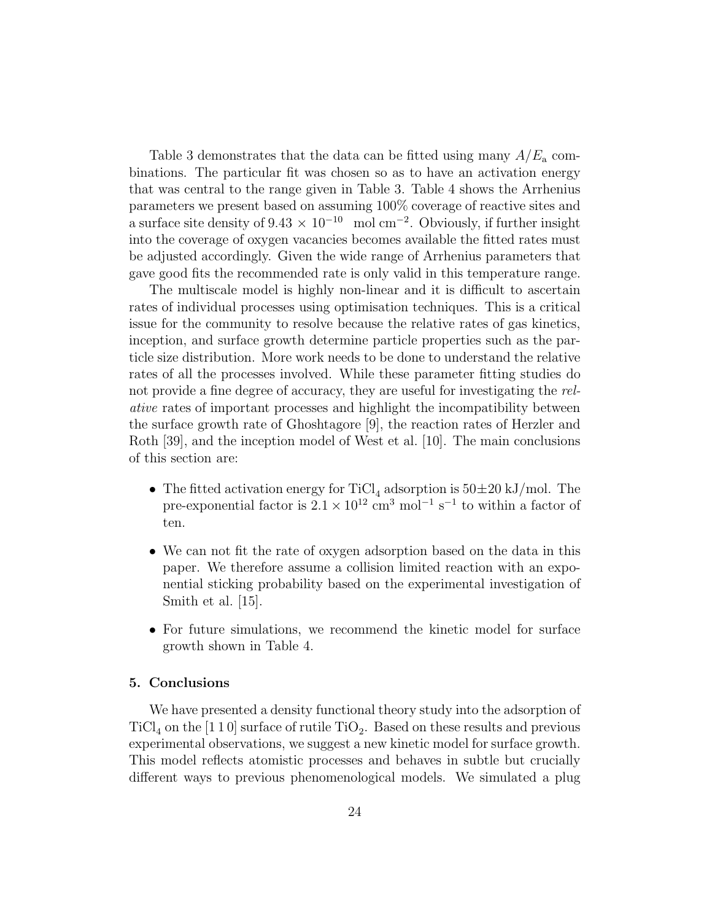Table 3 demonstrates that the data can be fitted using many $A/E_\mathrm{a}$ combinations. The particular fit was chosen so as to have an activation energy that was central to the range given in Table 3. Table 4 shows the Arrhenius parameters we present based on assuming 100% coverage of reactive sites and a surface site density of $9.43 \times 10^{-10}$ mol cm$^{-2}$. Obviously, if further insight into the coverage of oxygen vacancies becomes available the fitted rates must be adjusted accordingly. Given the wide range of Arrhenius parameters that gave good fits the recommended rate is only valid in this temperature range.

The multiscale model is highly non-linear and it is difficult to ascertain rates of individual processes using optimisation techniques. This is a critical issue for the community to resolve because the relative rates of gas kinetics, inception, and surface growth determine particle properties such as the particle size distribution. More work needs to be done to understand the relative rates of all the processes involved. While these parameter fitting studies do not provide a fine degree of accuracy, they are useful for investigating the *relative* rates of important processes and highlight the incompatibility between the surface growth rate of Ghoshtagore [9], the reaction rates of Herzler and Roth [39], and the inception model of West et al. [10]. The main conclusions of this section are:

- The fitted activation energy for $TiCl_4$ adsorption is $50 \pm 20$ kJ/mol. The pre-exponential factor is $2.1 \times 10^{12}$ cm$^3$ mol$^{-1}$ s$^{-1}$ to within a factor of ten.
- We can not fit the rate of oxygen adsorption based on the data in this paper. We therefore assume a collision limited reaction with an exponential sticking probability based on the experimental investigation of Smith et al. [15].
- For future simulations, we recommend the kinetic model for surface growth shown in Table 4.

## 5. Conclusions

We have presented a density functional theory study into the adsorption of $TiCl_4$ on the [1 1 0] surface of rutile $TiO_2$. Based on these results and previous experimental observations, we suggest a new kinetic model for surface growth. This model reflects atomistic processes and behaves in subtle but crucially different ways to previous phenomenological models. We simulated a plug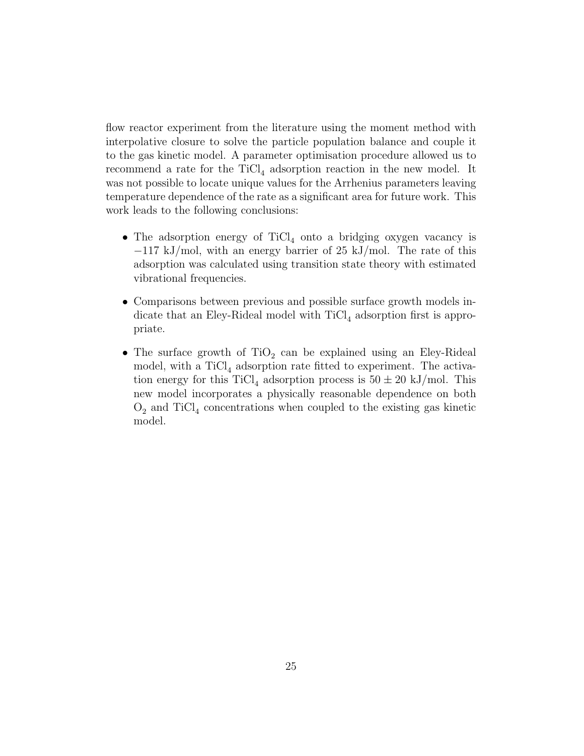flow reactor experiment from the literature using the moment method with interpolative closure to solve the particle population balance and couple it to the gas kinetic model. A parameter optimisation procedure allowed us to recommend a rate for the $TiCl_4$ adsorption reaction in the new model. It was not possible to locate unique values for the Arrhenius parameters leaving temperature dependence of the rate as a significant area for future work. This work leads to the following conclusions:

- The adsorption energy of $TiCl_4$ onto a bridging oxygen vacancy is $-117$ kJ/mol, with an energy barrier of 25 kJ/mol. The rate of this adsorption was calculated using transition state theory with estimated vibrational frequencies.
- Comparisons between previous and possible surface growth models indicate that an Eley-Rideal model with $TiCl_4$ adsorption first is appropriate.
- The surface growth of $TiO_2$ can be explained using an Eley-Rideal model, with a $TiCl_4$ adsorption rate fitted to experiment. The activation energy for this $TiCl_4$ adsorption process is $50 \pm 20$ kJ/mol. This new model incorporates a physically reasonable dependence on both $O_2$ and $TiCl_4$ concentrations when coupled to the existing gas kinetic model.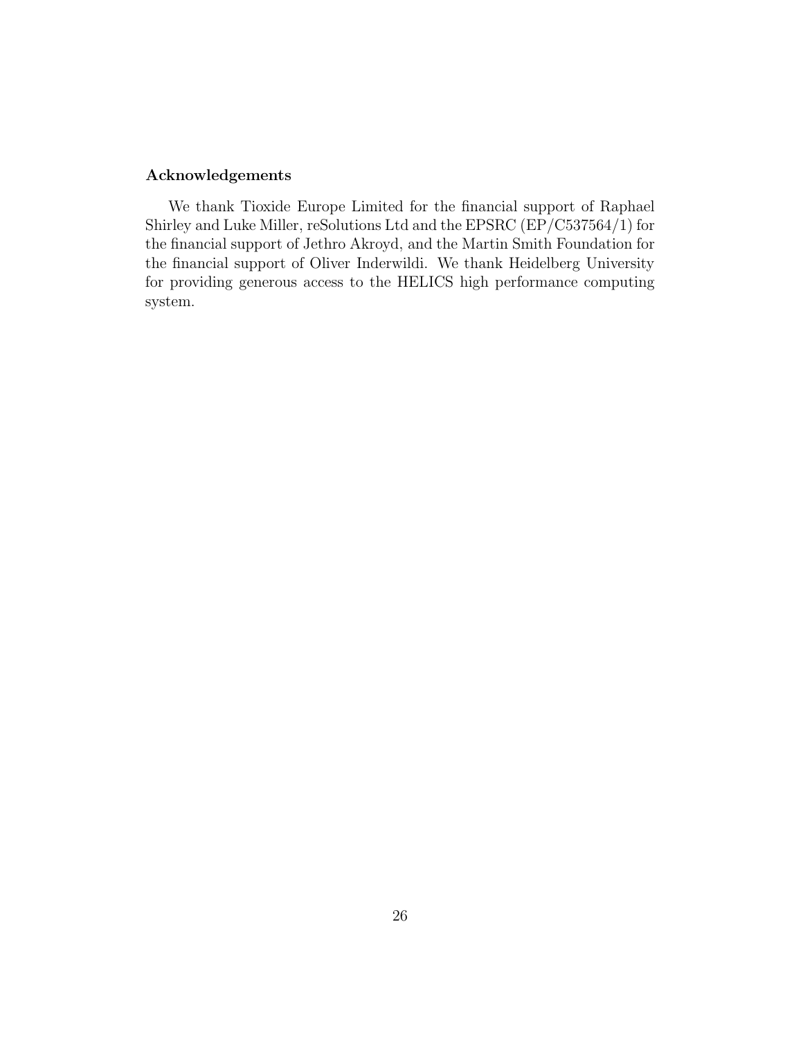## Acknowledgements

We thank Tioxide Europe Limited for the financial support of Raphael Shirley and Luke Miller, reSolutions Ltd and the EPSRC (EP/C537564/1) for the financial support of Jethro Akroyd, and the Martin Smith Foundation for the financial support of Oliver Inderwildi. We thank Heidelberg University for providing generous access to the HELICS high performance computing system.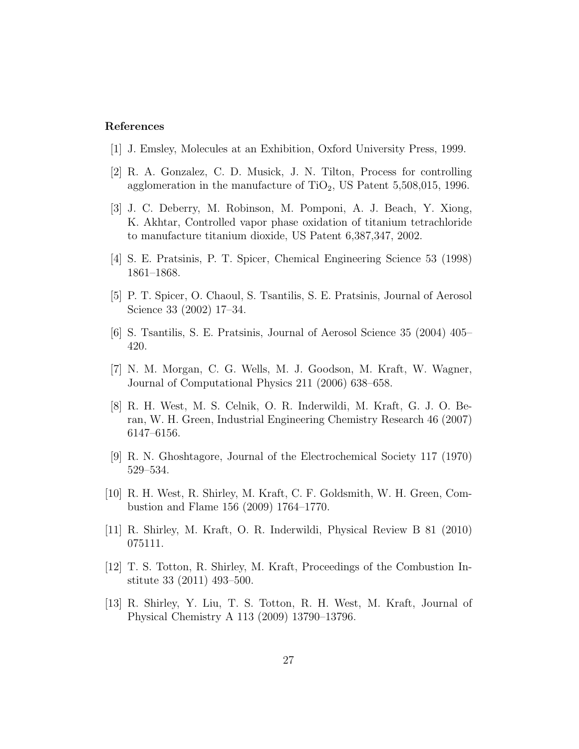## References

[1] J. Emsley, Molecules at an Exhibition, Oxford University Press, 1999.

[2] R. A. Gonzalez, C. D. Musick, J. N. Tilton, Process for controlling agglomeration in the manufacture of $TiO_2$, US Patent 5,508,015, 1996.

[3] J. C. Deberry, M. Robinson, M. Pomponi, A. J. Beach, Y. Xiong, K. Akhtar, Controlled vapor phase oxidation of titanium tetrachloride to manufacture titanium dioxide, US Patent 6,387,347, 2002.

[4] S. E. Pratsinis, P. T. Spicer, Chemical Engineering Science 53 (1998) 1861–1868.

[5] P. T. Spicer, O. Chaoul, S. Tsantilis, S. E. Pratsinis, Journal of Aerosol Science 33 (2002) 17–34.

[6] S. Tsantilis, S. E. Pratsinis, Journal of Aerosol Science 35 (2004) 405–420.

[7] N. M. Morgan, C. G. Wells, M. J. Goodson, M. Kraft, W. Wagner, Journal of Computational Physics 211 (2006) 638–658.

[8] R. H. West, M. S. Celnik, O. R. Inderwildi, M. Kraft, G. J. O. Beran, W. H. Green, Industrial Engineering Chemistry Research 46 (2007) 6147–6156.

[9] R. N. Ghoshtagore, Journal of the Electrochemical Society 117 (1970) 529–534.

[10] R. H. West, R. Shirley, M. Kraft, C. F. Goldsmith, W. H. Green, Combustion and Flame 156 (2009) 1764–1770.

[11] R. Shirley, M. Kraft, O. R. Inderwildi, Physical Review B 81 (2010) 075111.

[12] T. S. Totton, R. Shirley, M. Kraft, Proceedings of the Combustion Institute 33 (2011) 493–500.

[13] R. Shirley, Y. Liu, T. S. Totton, R. H. West, M. Kraft, Journal of Physical Chemistry A 113 (2009) 13790–13796.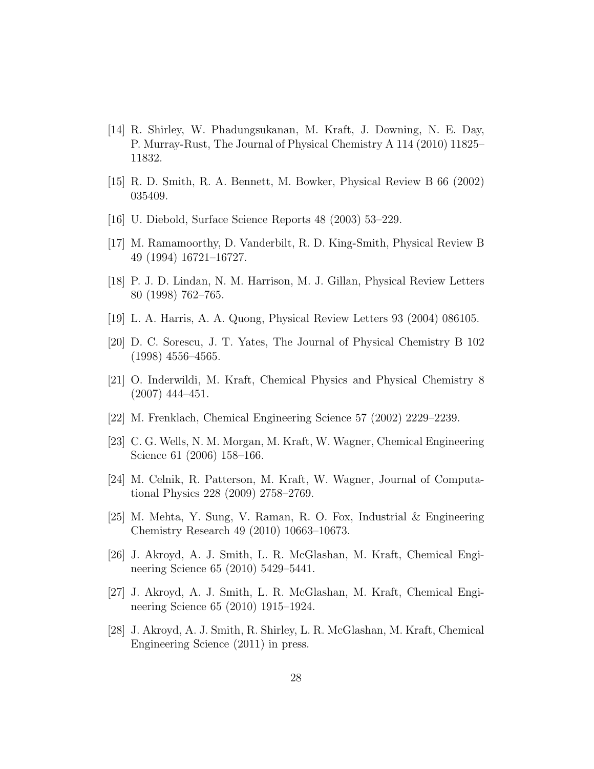[14] R. Shirley, W. Phadungsukanan, M. Kraft, J. Downing, N. E. Day, P. Murray-Rust, The Journal of Physical Chemistry A 114 (2010) 11825–11832.

[15] R. D. Smith, R. A. Bennett, M. Bowker, Physical Review B 66 (2002) 035409.

[16] U. Diebold, Surface Science Reports 48 (2003) 53–229.

[17] M. Ramamoorthy, D. Vanderbilt, R. D. King-Smith, Physical Review B 49 (1994) 16721–16727.

[18] P. J. D. Lindan, N. M. Harrison, M. J. Gillan, Physical Review Letters 80 (1998) 762–765.

[19] L. A. Harris, A. A. Quong, Physical Review Letters 93 (2004) 086105.

[20] D. C. Sorescu, J. T. Yates, The Journal of Physical Chemistry B 102 (1998) 4556–4565.

[21] O. Inderwildi, M. Kraft, Chemical Physics and Physical Chemistry 8 (2007) 444–451.

[22] M. Frenklach, Chemical Engineering Science 57 (2002) 2229–2239.

[23] C. G. Wells, N. M. Morgan, M. Kraft, W. Wagner, Chemical Engineering Science 61 (2006) 158–166.

[24] M. Celnik, R. Patterson, M. Kraft, W. Wagner, Journal of Computational Physics 228 (2009) 2758–2769.

[25] M. Mehta, Y. Sung, V. Raman, R. O. Fox, Industrial & Engineering Chemistry Research 49 (2010) 10663–10673.

[26] J. Akroyd, A. J. Smith, L. R. McGlashan, M. Kraft, Chemical Engineering Science 65 (2010) 5429–5441.

[27] J. Akroyd, A. J. Smith, L. R. McGlashan, M. Kraft, Chemical Engineering Science 65 (2010) 1915–1924.

[28] J. Akroyd, A. J. Smith, R. Shirley, L. R. McGlashan, M. Kraft, Chemical Engineering Science (2011) in press.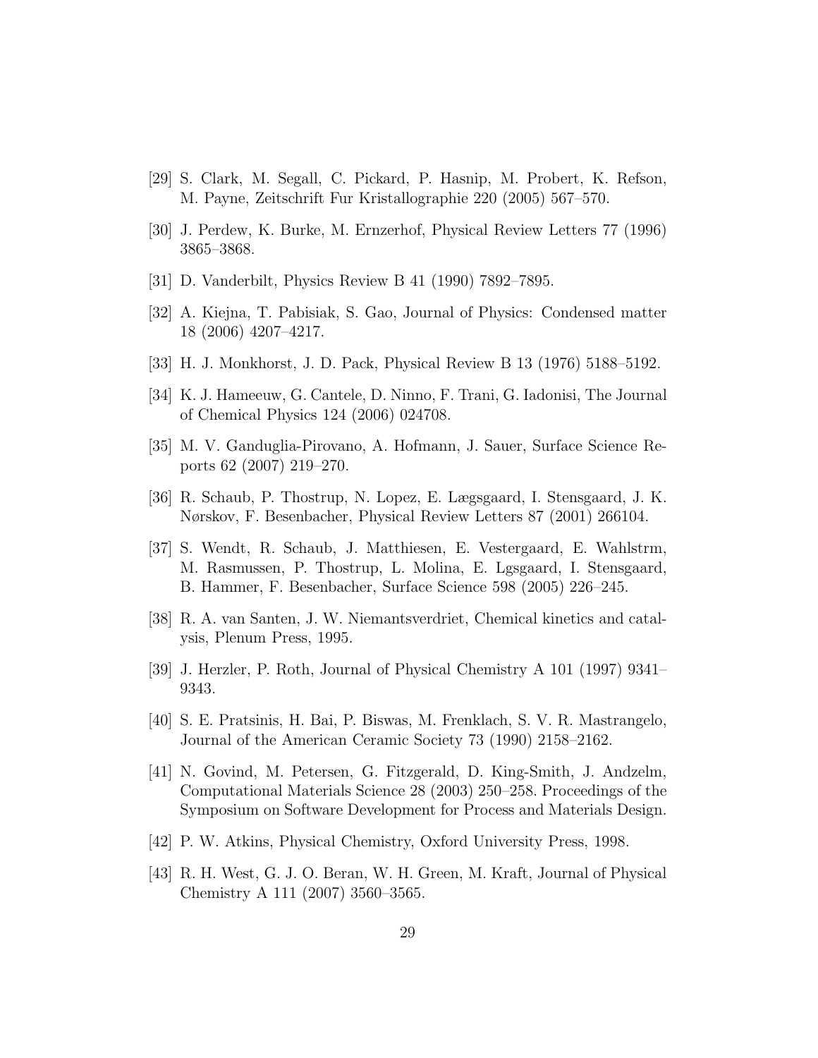[29] S. Clark, M. Segall, C. Pickard, P. Hasnip, M. Probert, K. Refson, M. Payne, Zeitschrift Fur Kristallographie 220 (2005) 567–570.

[30] J. Perdew, K. Burke, M. Ernzerhof, Physical Review Letters 77 (1996) 3865–3868.

[31] D. Vanderbilt, Physics Review B 41 (1990) 7892–7895.

[32] A. Kiejna, T. Pabisiak, S. Gao, Journal of Physics: Condensed matter 18 (2006) 4207–4217.

[33] H. J. Monkhorst, J. D. Pack, Physical Review B 13 (1976) 5188–5192.

[34] K. J. Hameeuw, G. Cantele, D. Ninno, F. Trani, G. Iadonisi, The Journal of Chemical Physics 124 (2006) 024708.

[35] M. V. Ganduglia-Pirovano, A. Hofmann, J. Sauer, Surface Science Reports 62 (2007) 219–270.

[36] R. Schaub, P. Thostrup, N. Lopez, E. Lægsgaard, I. Stensgaard, J. K. Nørskov, F. Besenbacher, Physical Review Letters 87 (2001) 266104.

[37] S. Wendt, R. Schaub, J. Matthiesen, E. Vestergaard, E. Wahlstrm, M. Rasmussen, P. Thostrup, L. Molina, E. Lgsgaard, I. Stensgaard, B. Hammer, F. Besenbacher, Surface Science 598 (2005) 226–245.

[38] R. A. van Santen, J. W. Niemantsverdriet, Chemical kinetics and catalysis, Plenum Press, 1995.

[39] J. Herzler, P. Roth, Journal of Physical Chemistry A 101 (1997) 9341–9343.

[40] S. E. Pratsinis, H. Bai, P. Biswas, M. Frenklach, S. V. R. Mastrangelo, Journal of the American Ceramic Society 73 (1990) 2158–2162.

[41] N. Govind, M. Petersen, G. Fitzgerald, D. King-Smith, J. Andzelm, Computational Materials Science 28 (2003) 250–258. Proceedings of the Symposium on Software Development for Process and Materials Design.

[42] P. W. Atkins, Physical Chemistry, Oxford University Press, 1998.

[43] R. H. West, G. J. O. Beran, W. H. Green, M. Kraft, Journal of Physical Chemistry A 111 (2007) 3560–3565.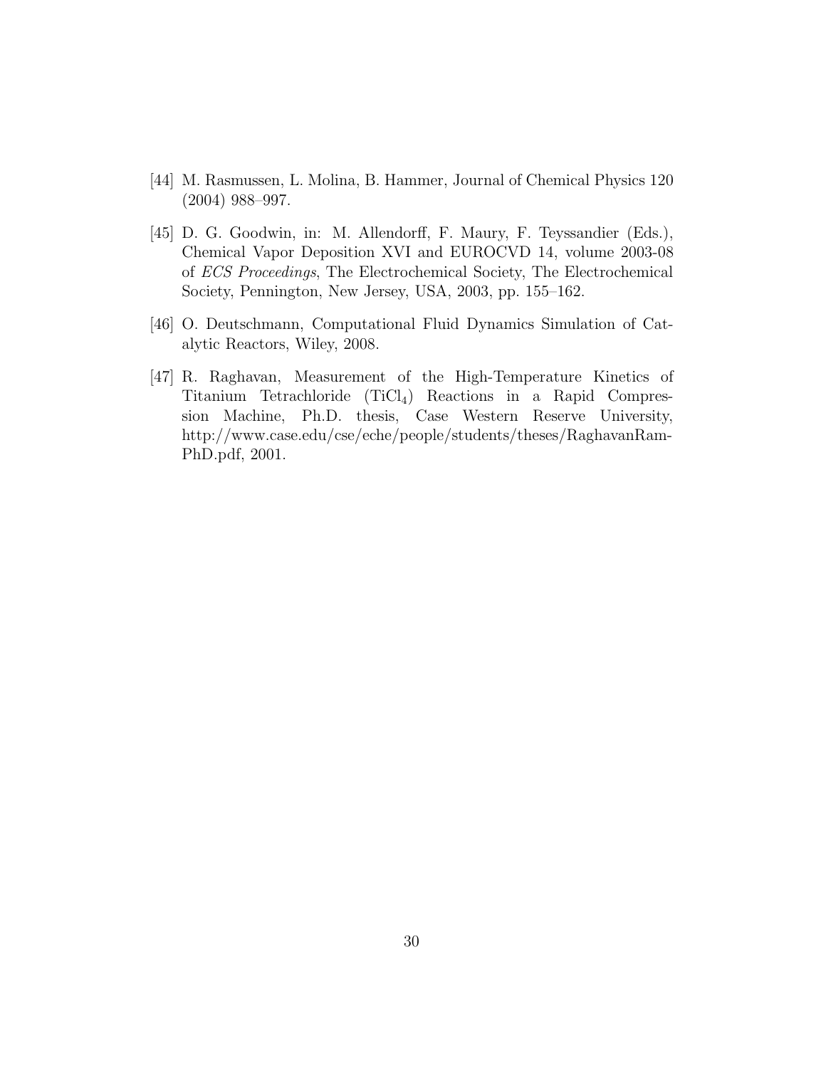[44] M. Rasmussen, L. Molina, B. Hammer, Journal of Chemical Physics 120 (2004) 988–997.

[45] D. G. Goodwin, in: M. Allendorff, F. Maury, F. Teyssandier (Eds.), Chemical Vapor Deposition XVI and EUROCVD 14, volume 2003-08 of *ECS Proceedings*, The Electrochemical Society, The Electrochemical Society, Pennington, New Jersey, USA, 2003, pp. 155–162.

[46] O. Deutschmann, Computational Fluid Dynamics Simulation of Catalytic Reactors, Wiley, 2008.

[47] R. Raghavan, Measurement of the High-Temperature Kinetics of Titanium Tetrachloride ($TiCl_4$) Reactions in a Rapid Compression Machine, Ph.D. thesis, Case Western Reserve University, http://www.case.edu/cse/eche/people/students/theses/RaghavanRam-PhD.pdf, 2001.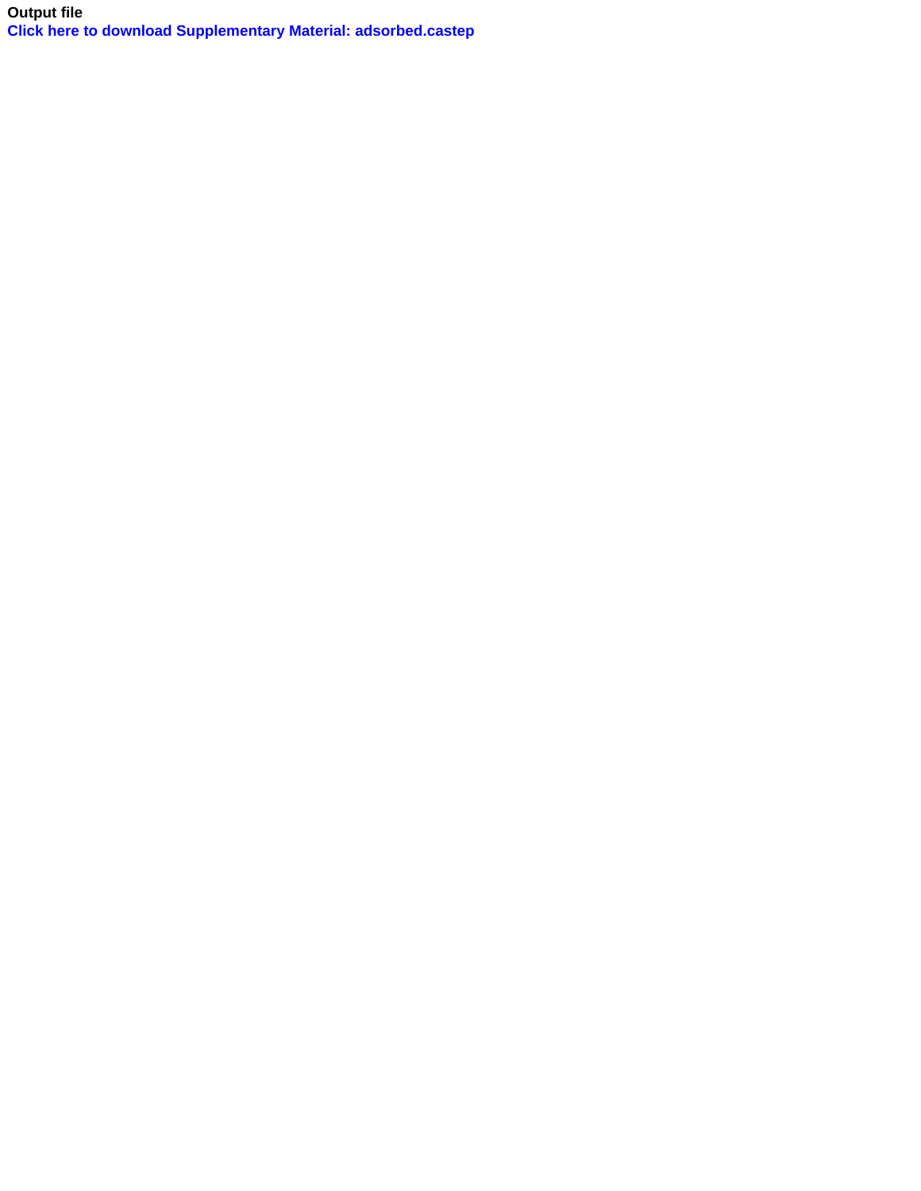**Output file**

**Click here to download Supplementary Material: adsorbed.castep**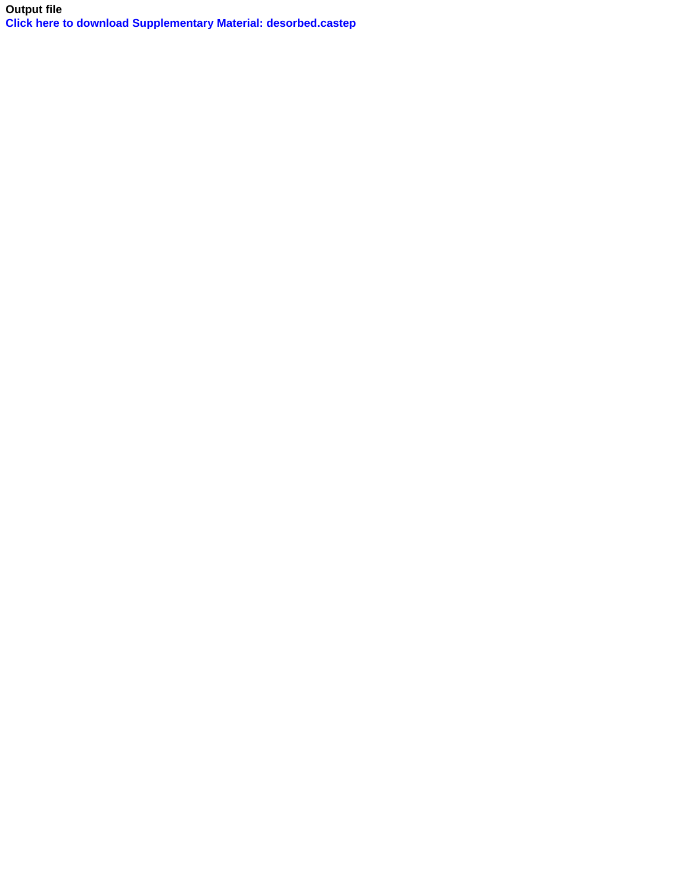**Output file**

**Click here to download Supplementary Material: desorbed.castep**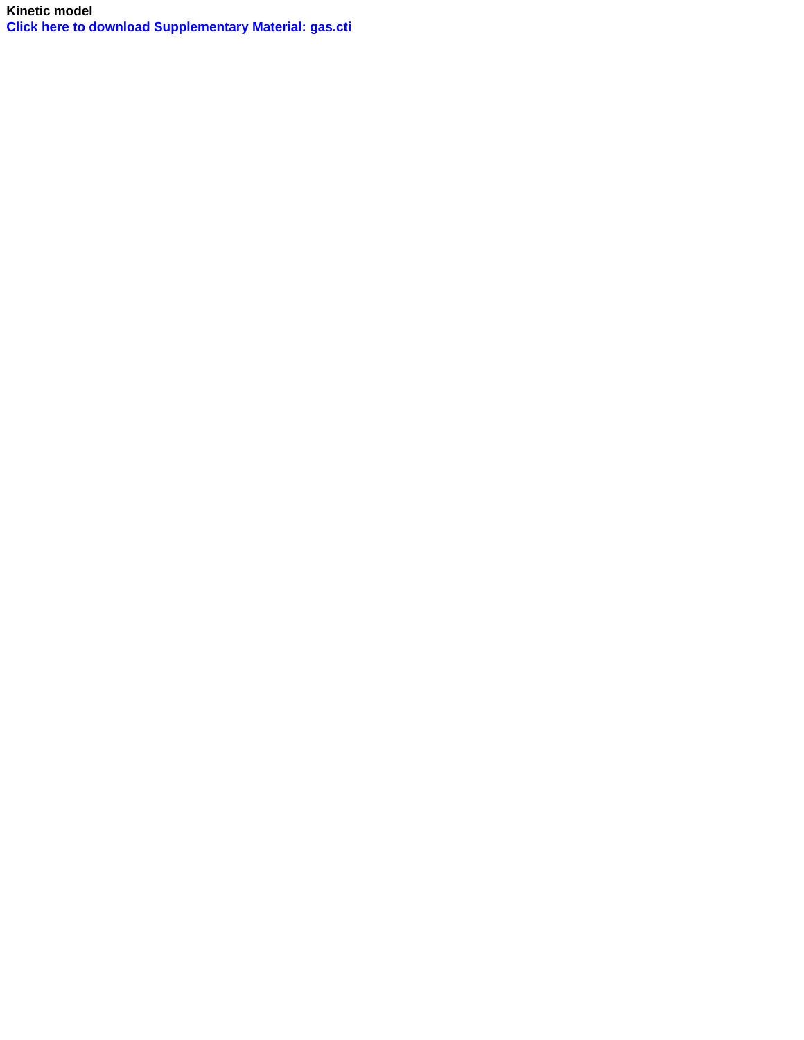**Kinetic model**

**Click here to download Supplementary Material: gas.cti**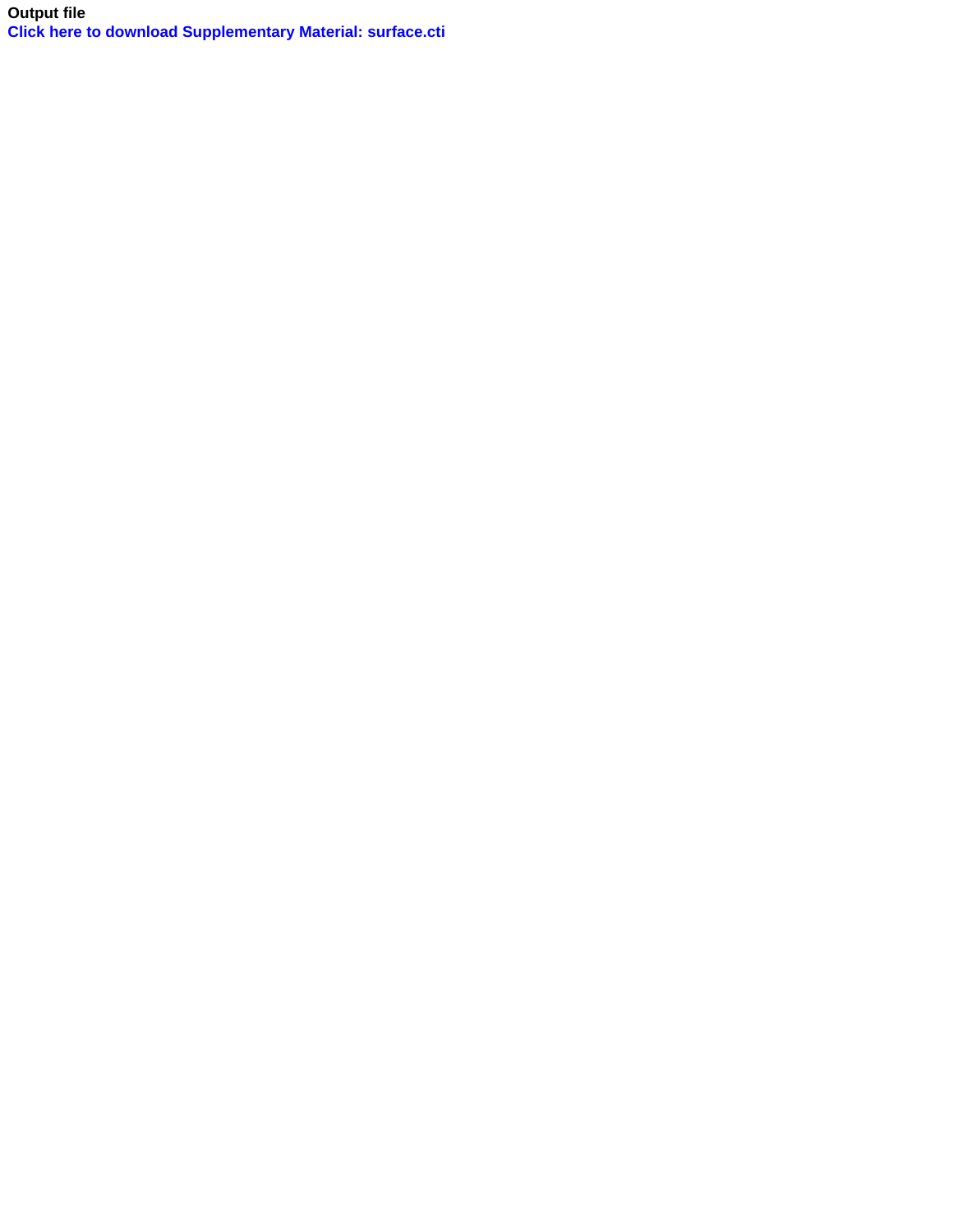**Output file**

**Click here to download Supplementary Material: surface.cti**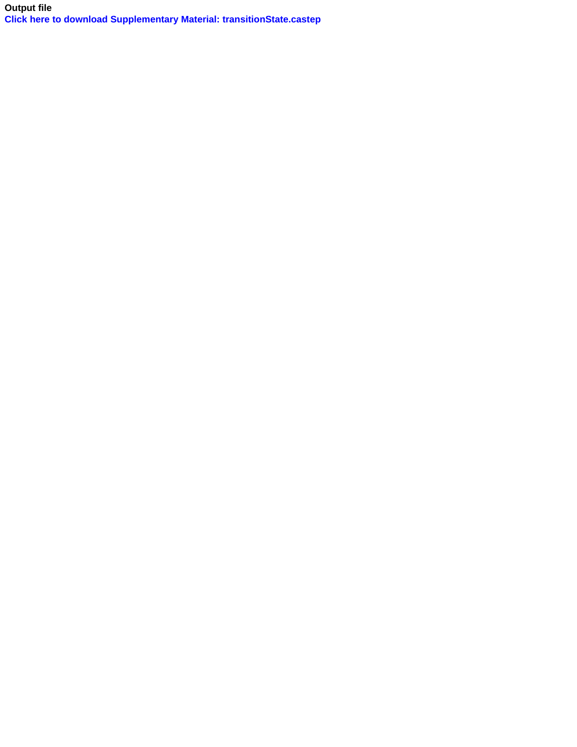**Output file**

**Click here to download Supplementary Material: transitionState.castep**